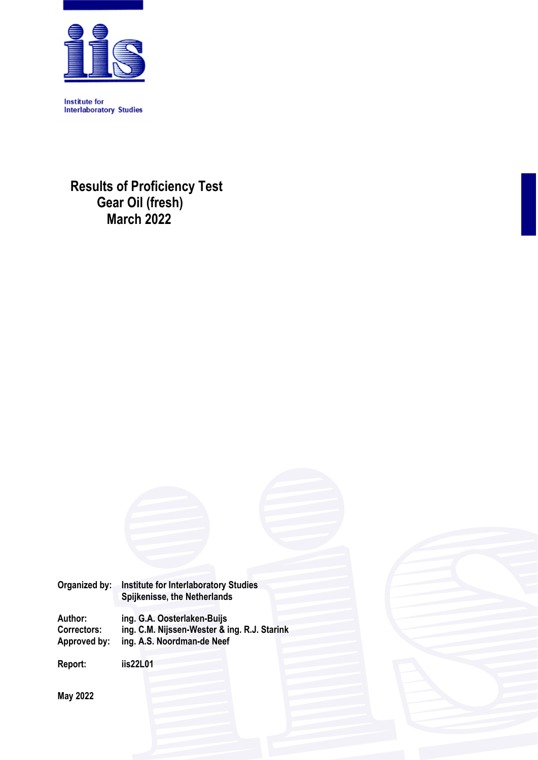Institute for Interlaboratory Studies

# Results of Proficiency Test Gear Oil (fresh) March 2022

Organized by: Institute for Interlaboratory Studies
Spijkenisse, the Netherlands

Author: ing. G.A. Oosterlaken-Buijs
Correctors: ing. C.M. Nijssen-Wester & ing. R.J. Starink
Approved by: ing. A.S. Noordman-de Neef

Report: iis22L01

May 2022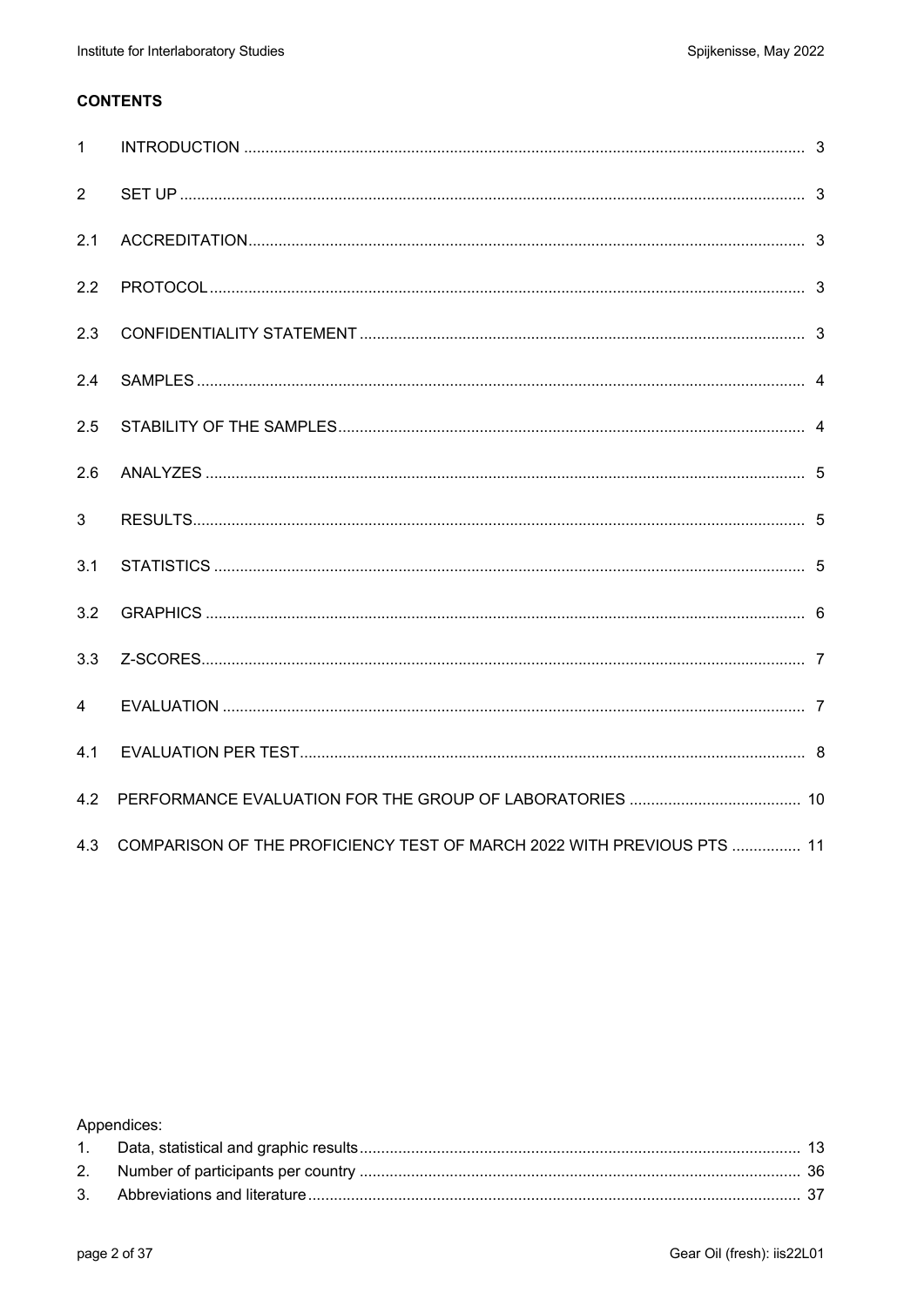**CONTENTS**

| | | |
|---|---|---|
| 1 | INTRODUCTION | 3 |
| 2 | SET UP | 3 |
| 2.1 | ACCREDITATION | 3 |
| 2.2 | PROTOCOL | 3 |
| 2.3 | CONFIDENTIALITY STATEMENT | 3 |
| 2.4 | SAMPLES | 4 |
| 2.5 | STABILITY OF THE SAMPLES | 4 |
| 2.6 | ANALYZES | 5 |
| 3 | RESULTS | 5 |
| 3.1 | STATISTICS | 5 |
| 3.2 | GRAPHICS | 6 |
| 3.3 | Z-SCORES | 7 |
| 4 | EVALUATION | 7 |
| 4.1 | EVALUATION PER TEST | 8 |
| 4.2 | PERFORMANCE EVALUATION FOR THE GROUP OF LABORATORIES | 10 |
| 4.3 | COMPARISON OF THE PROFICIENCY TEST OF MARCH 2022 WITH PREVIOUS PTS | 11 |

Appendices:

| | | |
|---|---|---|
| 1. | Data, statistical and graphic results | 13 |
| 2. | Number of participants per country | 36 |
| 3. | Abbreviations and literature | 37 |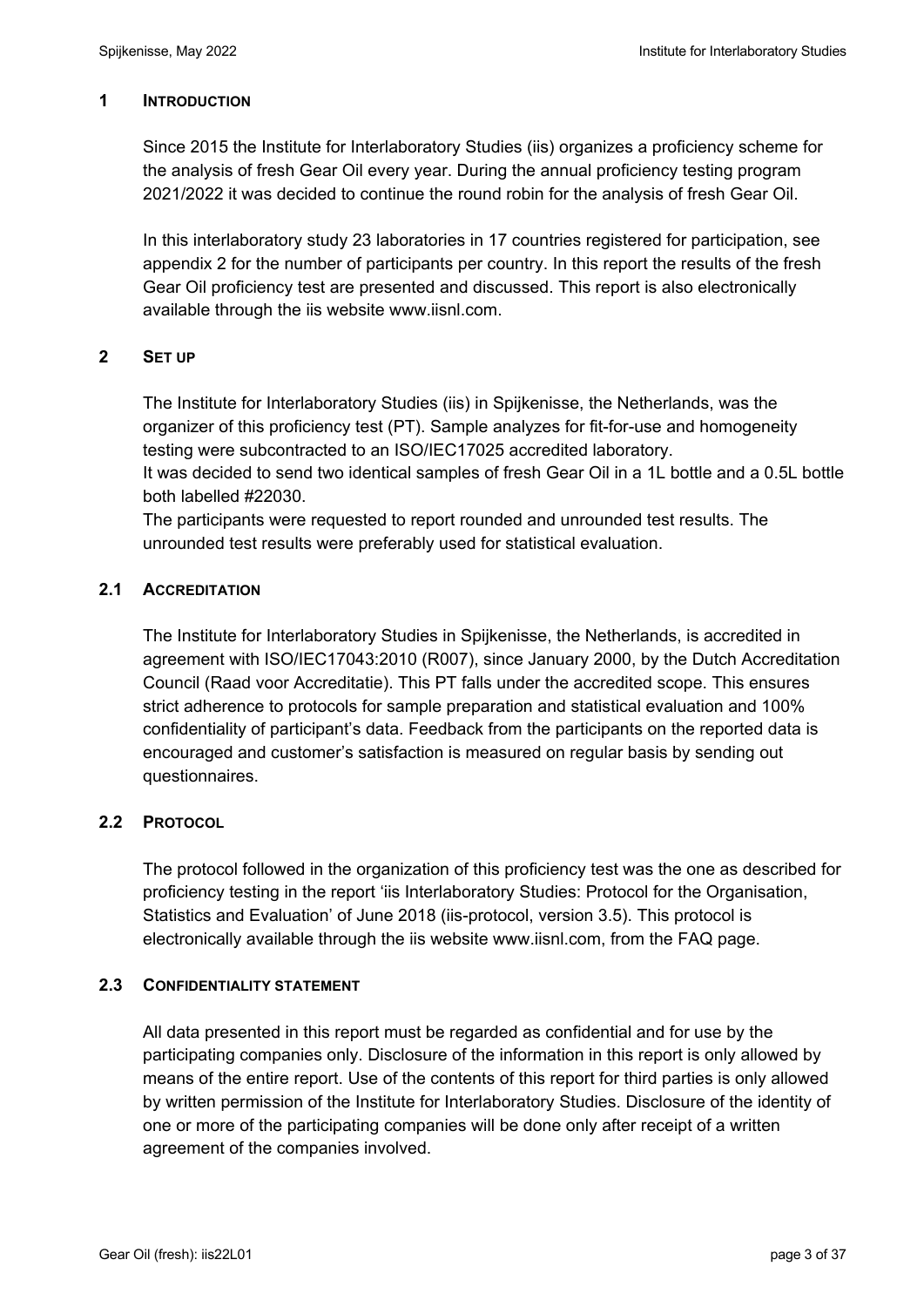## 1 INTRODUCTION

Since 2015 the Institute for Interlaboratory Studies (iis) organizes a proficiency scheme for the analysis of fresh Gear Oil every year. During the annual proficiency testing program 2021/2022 it was decided to continue the round robin for the analysis of fresh Gear Oil.

In this interlaboratory study 23 laboratories in 17 countries registered for participation, see appendix 2 for the number of participants per country. In this report the results of the fresh Gear Oil proficiency test are presented and discussed. This report is also electronically available through the iis website www.iisnl.com.

## 2 SET UP

The Institute for Interlaboratory Studies (iis) in Spijkenisse, the Netherlands, was the organizer of this proficiency test (PT). Sample analyzes for fit-for-use and homogeneity testing were subcontracted to an ISO/IEC17025 accredited laboratory.

It was decided to send two identical samples of fresh Gear Oil in a 1L bottle and a 0.5L bottle both labelled #22030.

The participants were requested to report rounded and unrounded test results. The unrounded test results were preferably used for statistical evaluation.

### 2.1 ACCREDITATION

The Institute for Interlaboratory Studies in Spijkenisse, the Netherlands, is accredited in agreement with ISO/IEC17043:2010 (R007), since January 2000, by the Dutch Accreditation Council (Raad voor Accreditatie). This PT falls under the accredited scope. This ensures strict adherence to protocols for sample preparation and statistical evaluation and 100% confidentiality of participant's data. Feedback from the participants on the reported data is encouraged and customer's satisfaction is measured on regular basis by sending out questionnaires.

### 2.2 PROTOCOL

The protocol followed in the organization of this proficiency test was the one as described for proficiency testing in the report 'iis Interlaboratory Studies: Protocol for the Organisation, Statistics and Evaluation' of June 2018 (iis-protocol, version 3.5). This protocol is electronically available through the iis website www.iisnl.com, from the FAQ page.

### 2.3 CONFIDENTIALITY STATEMENT

All data presented in this report must be regarded as confidential and for use by the participating companies only. Disclosure of the information in this report is only allowed by means of the entire report. Use of the contents of this report for third parties is only allowed by written permission of the Institute for Interlaboratory Studies. Disclosure of the identity of one or more of the participating companies will be done only after receipt of a written agreement of the companies involved.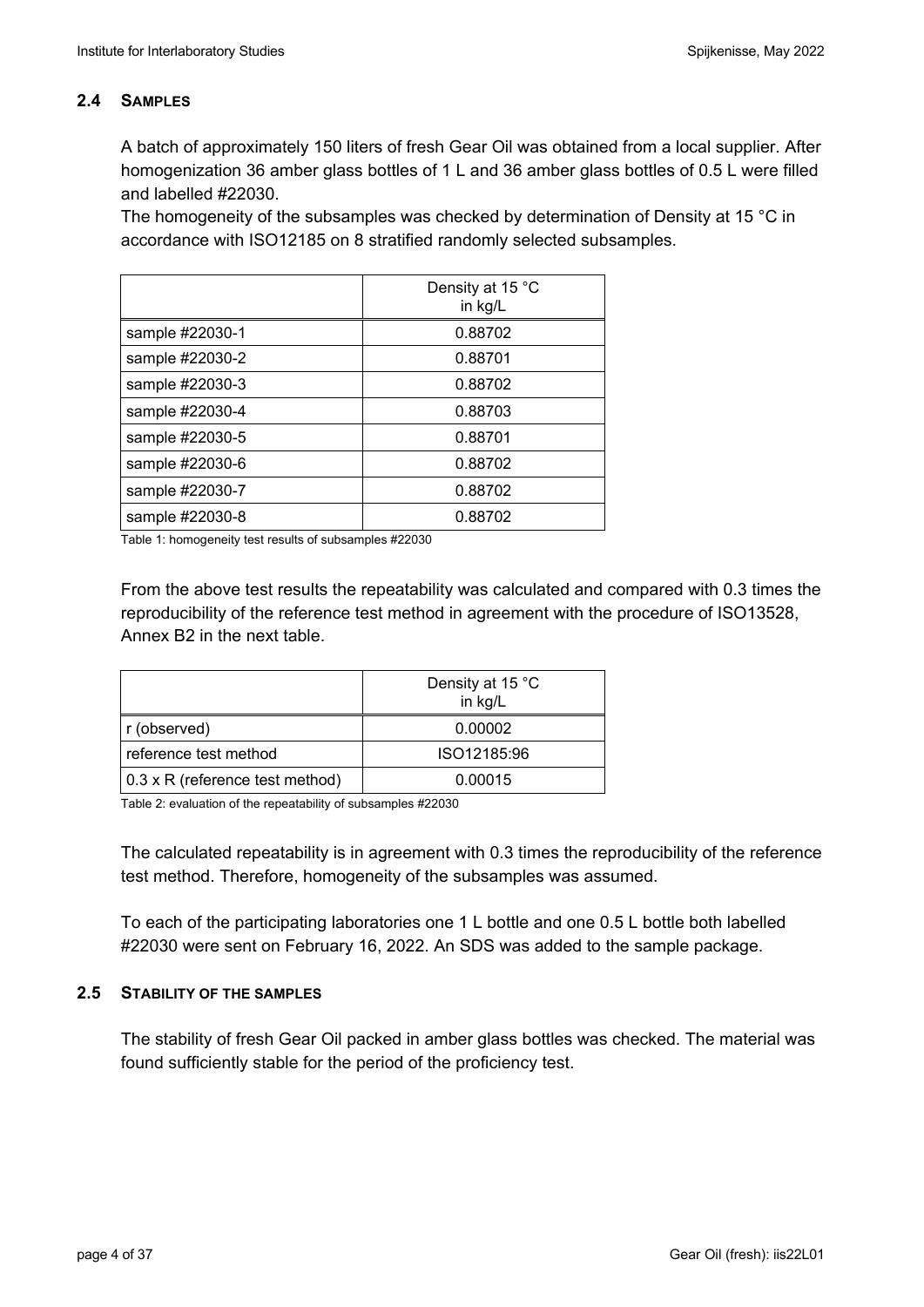### 2.4 SAMPLES

A batch of approximately 150 liters of fresh Gear Oil was obtained from a local supplier. After homogenization 36 amber glass bottles of 1 L and 36 amber glass bottles of 0.5 L were filled and labelled #22030.
The homogeneity of the subsamples was checked by determination of Density at 15 °C in accordance with ISO12185 on 8 stratified randomly selected subsamples.

| | Density at 15 °C in kg/L |
|---|---|
| sample #22030-1 | 0.88702 |
| sample #22030-2 | 0.88701 |
| sample #22030-3 | 0.88702 |
| sample #22030-4 | 0.88703 |
| sample #22030-5 | 0.88701 |
| sample #22030-6 | 0.88702 |
| sample #22030-7 | 0.88702 |
| sample #22030-8 | 0.88702 |

Table 1: homogeneity test results of subsamples #22030

From the above test results the repeatability was calculated and compared with 0.3 times the reproducibility of the reference test method in agreement with the procedure of ISO13528, Annex B2 in the next table.

| | Density at 15 °C in kg/L |
|---|---|
| r (observed) | 0.00002 |
| reference test method | ISO12185:96 |
| 0.3 x R (reference test method) | 0.00015 |

Table 2: evaluation of the repeatability of subsamples #22030

The calculated repeatability is in agreement with 0.3 times the reproducibility of the reference test method. Therefore, homogeneity of the subsamples was assumed.

To each of the participating laboratories one 1 L bottle and one 0.5 L bottle both labelled #22030 were sent on February 16, 2022. An SDS was added to the sample package.

### 2.5 STABILITY OF THE SAMPLES

The stability of fresh Gear Oil packed in amber glass bottles was checked. The material was found sufficiently stable for the period of the proficiency test.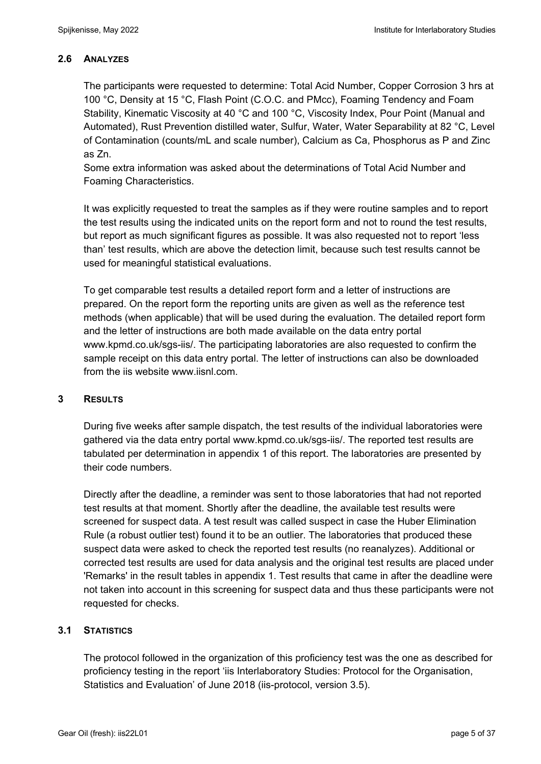## 2.6 ANALYZES

The participants were requested to determine: Total Acid Number, Copper Corrosion 3 hrs at 100 °C, Density at 15 °C, Flash Point (C.O.C. and PMcc), Foaming Tendency and Foam Stability, Kinematic Viscosity at 40 °C and 100 °C, Viscosity Index, Pour Point (Manual and Automated), Rust Prevention distilled water, Sulfur, Water, Water Separability at 82 °C, Level of Contamination (counts/mL and scale number), Calcium as Ca, Phosphorus as P and Zinc as Zn.
Some extra information was asked about the determinations of Total Acid Number and Foaming Characteristics.

It was explicitly requested to treat the samples as if they were routine samples and to report the test results using the indicated units on the report form and not to round the test results, but report as much significant figures as possible. It was also requested not to report 'less than' test results, which are above the detection limit, because such test results cannot be used for meaningful statistical evaluations.

To get comparable test results a detailed report form and a letter of instructions are prepared. On the report form the reporting units are given as well as the reference test methods (when applicable) that will be used during the evaluation. The detailed report form and the letter of instructions are both made available on the data entry portal www.kpmd.co.uk/sgs-iis/. The participating laboratories are also requested to confirm the sample receipt on this data entry portal. The letter of instructions can also be downloaded from the iis website www.iisnl.com.

# 3 RESULTS

During five weeks after sample dispatch, the test results of the individual laboratories were gathered via the data entry portal www.kpmd.co.uk/sgs-iis/. The reported test results are tabulated per determination in appendix 1 of this report. The laboratories are presented by their code numbers.

Directly after the deadline, a reminder was sent to those laboratories that had not reported test results at that moment. Shortly after the deadline, the available test results were screened for suspect data. A test result was called suspect in case the Huber Elimination Rule (a robust outlier test) found it to be an outlier. The laboratories that produced these suspect data were asked to check the reported test results (no reanalyzes). Additional or corrected test results are used for data analysis and the original test results are placed under 'Remarks' in the result tables in appendix 1. Test results that came in after the deadline were not taken into account in this screening for suspect data and thus these participants were not requested for checks.

## 3.1 STATISTICS

The protocol followed in the organization of this proficiency test was the one as described for proficiency testing in the report 'iis Interlaboratory Studies: Protocol for the Organisation, Statistics and Evaluation' of June 2018 (iis-protocol, version 3.5).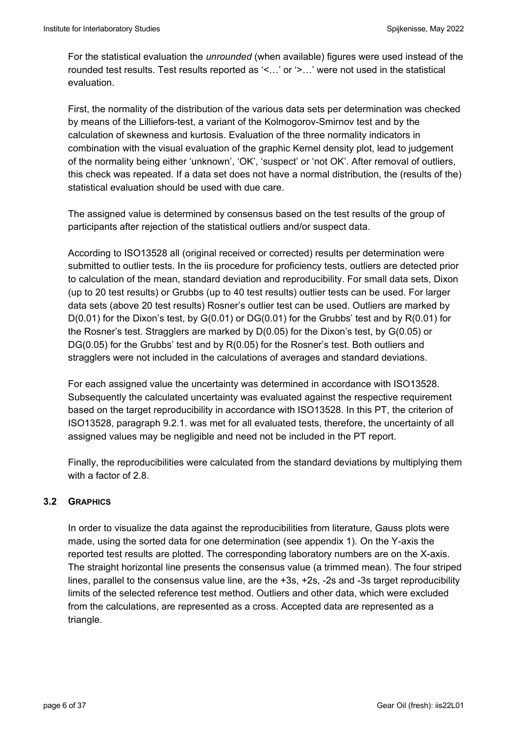For the statistical evaluation the *unrounded* (when available) figures were used instead of the rounded test results. Test results reported as '<…' or '>…' were not used in the statistical evaluation.

First, the normality of the distribution of the various data sets per determination was checked by means of the Lilliefors-test, a variant of the Kolmogorov-Smirnov test and by the calculation of skewness and kurtosis. Evaluation of the three normality indicators in combination with the visual evaluation of the graphic Kernel density plot, lead to judgement of the normality being either 'unknown', 'OK', 'suspect' or 'not OK'. After removal of outliers, this check was repeated. If a data set does not have a normal distribution, the (results of the) statistical evaluation should be used with due care.

The assigned value is determined by consensus based on the test results of the group of participants after rejection of the statistical outliers and/or suspect data.

According to ISO13528 all (original received or corrected) results per determination were submitted to outlier tests. In the iis procedure for proficiency tests, outliers are detected prior to calculation of the mean, standard deviation and reproducibility. For small data sets, Dixon (up to 20 test results) or Grubbs (up to 40 test results) outlier tests can be used. For larger data sets (above 20 test results) Rosner's outlier test can be used. Outliers are marked by D(0.01) for the Dixon's test, by G(0.01) or DG(0.01) for the Grubbs' test and by R(0.01) for the Rosner's test. Stragglers are marked by D(0.05) for the Dixon's test, by G(0.05) or DG(0.05) for the Grubbs' test and by R(0.05) for the Rosner's test. Both outliers and stragglers were not included in the calculations of averages and standard deviations.

For each assigned value the uncertainty was determined in accordance with ISO13528. Subsequently the calculated uncertainty was evaluated against the respective requirement based on the target reproducibility in accordance with ISO13528. In this PT, the criterion of ISO13528, paragraph 9.2.1. was met for all evaluated tests, therefore, the uncertainty of all assigned values may be negligible and need not be included in the PT report.

Finally, the reproducibilities were calculated from the standard deviations by multiplying them with a factor of 2.8.

### 3.2 GRAPHICS

In order to visualize the data against the reproducibilities from literature, Gauss plots were made, using the sorted data for one determination (see appendix 1). On the Y-axis the reported test results are plotted. The corresponding laboratory numbers are on the X-axis. The straight horizontal line presents the consensus value (a trimmed mean). The four striped lines, parallel to the consensus value line, are the +3s, +2s, -2s and -3s target reproducibility limits of the selected reference test method. Outliers and other data, which were excluded from the calculations, are represented as a cross. Accepted data are represented as a triangle.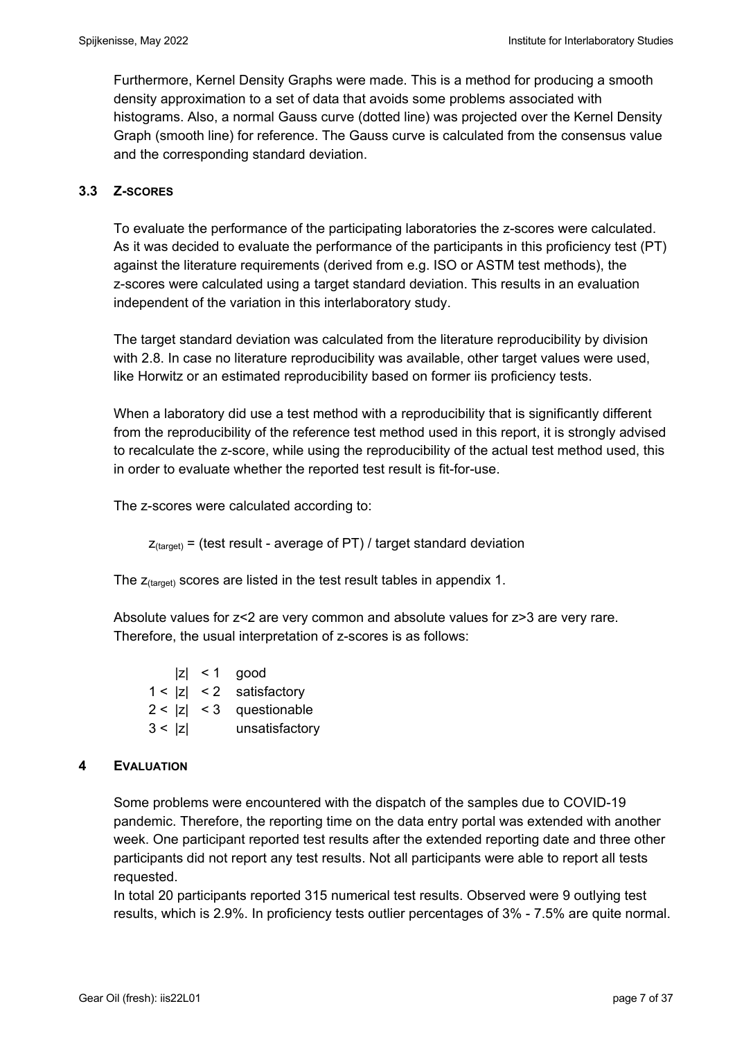Furthermore, Kernel Density Graphs were made. This is a method for producing a smooth density approximation to a set of data that avoids some problems associated with histograms. Also, a normal Gauss curve (dotted line) was projected over the Kernel Density Graph (smooth line) for reference. The Gauss curve is calculated from the consensus value and the corresponding standard deviation.

### 3.3 Z-SCORES

To evaluate the performance of the participating laboratories the z-scores were calculated. As it was decided to evaluate the performance of the participants in this proficiency test (PT) against the literature requirements (derived from e.g. ISO or ASTM test methods), the z-scores were calculated using a target standard deviation. This results in an evaluation independent of the variation in this interlaboratory study.

The target standard deviation was calculated from the literature reproducibility by division with 2.8. In case no literature reproducibility was available, other target values were used, like Horwitz or an estimated reproducibility based on former iis proficiency tests.

When a laboratory did use a test method with a reproducibility that is significantly different from the reproducibility of the reference test method used in this report, it is strongly advised to recalculate the z-score, while using the reproducibility of the actual test method used, this in order to evaluate whether the reported test result is fit-for-use.

The z-scores were calculated according to:

$$z_{(target)} = \text{(test result - average of PT) / target standard deviation}$$

The $z_{(target)}$ scores are listed in the test result tables in appendix 1.

Absolute values for z<2 are very common and absolute values for z>3 are very rare. Therefore, the usual interpretation of z-scores is as follows:

| | | |
|---|---|---|
| | $\|z\| < 1$ | good |
| $1 <$ | $\|z\| < 2$ | satisfactory |
| $2 <$ | $\|z\| < 3$ | questionable |
| $3 <$ | $\|z\|$ | unsatisfactory |

## 4 EVALUATION

Some problems were encountered with the dispatch of the samples due to COVID-19 pandemic. Therefore, the reporting time on the data entry portal was extended with another week. One participant reported test results after the extended reporting date and three other participants did not report any test results. Not all participants were able to report all tests requested.
In total 20 participants reported 315 numerical test results. Observed were 9 outlying test results, which is 2.9%. In proficiency tests outlier percentages of 3% - 7.5% are quite normal.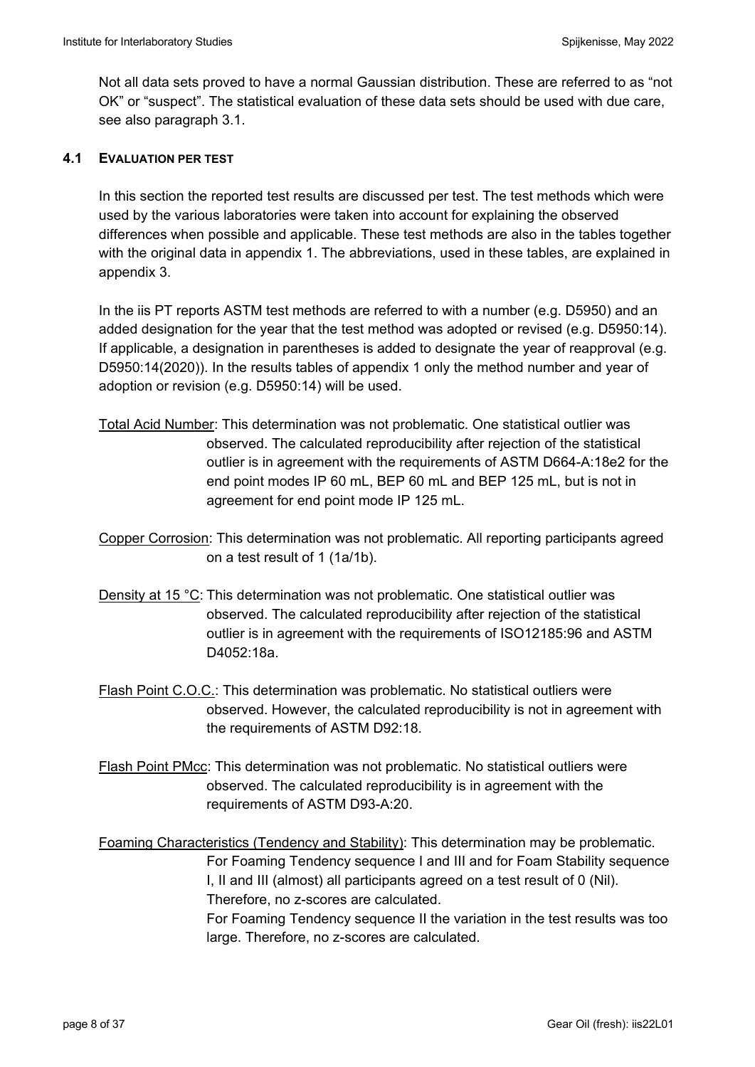Not all data sets proved to have a normal Gaussian distribution. These are referred to as "not OK" or "suspect". The statistical evaluation of these data sets should be used with due care, see also paragraph 3.1.

### 4.1 EVALUATION PER TEST

In this section the reported test results are discussed per test. The test methods which were used by the various laboratories were taken into account for explaining the observed differences when possible and applicable. These test methods are also in the tables together with the original data in appendix 1. The abbreviations, used in these tables, are explained in appendix 3.

In the iis PT reports ASTM test methods are referred to with a number (e.g. D5950) and an added designation for the year that the test method was adopted or revised (e.g. D5950:14). If applicable, a designation in parentheses is added to designate the year of reapproval (e.g. D5950:14(2020)). In the results tables of appendix 1 only the method number and year of adoption or revision (e.g. D5950:14) will be used.

Total Acid Number: This determination was not problematic. One statistical outlier was observed. The calculated reproducibility after rejection of the statistical outlier is in agreement with the requirements of ASTM D664-A:18e2 for the end point modes IP 60 mL, BEP 60 mL and BEP 125 mL, but is not in agreement for end point mode IP 125 mL.

Copper Corrosion: This determination was not problematic. All reporting participants agreed on a test result of 1 (1a/1b).

Density at 15 °C: This determination was not problematic. One statistical outlier was observed. The calculated reproducibility after rejection of the statistical outlier is in agreement with the requirements of ISO12185:96 and ASTM D4052:18a.

Flash Point C.O.C.: This determination was problematic. No statistical outliers were observed. However, the calculated reproducibility is not in agreement with the requirements of ASTM D92:18.

Flash Point PMcc: This determination was not problematic. No statistical outliers were observed. The calculated reproducibility is in agreement with the requirements of ASTM D93-A:20.

Foaming Characteristics (Tendency and Stability): This determination may be problematic. For Foaming Tendency sequence I and III and for Foam Stability sequence I, II and III (almost) all participants agreed on a test result of 0 (Nil). Therefore, no z-scores are calculated.
For Foaming Tendency sequence II the variation in the test results was too large. Therefore, no z-scores are calculated.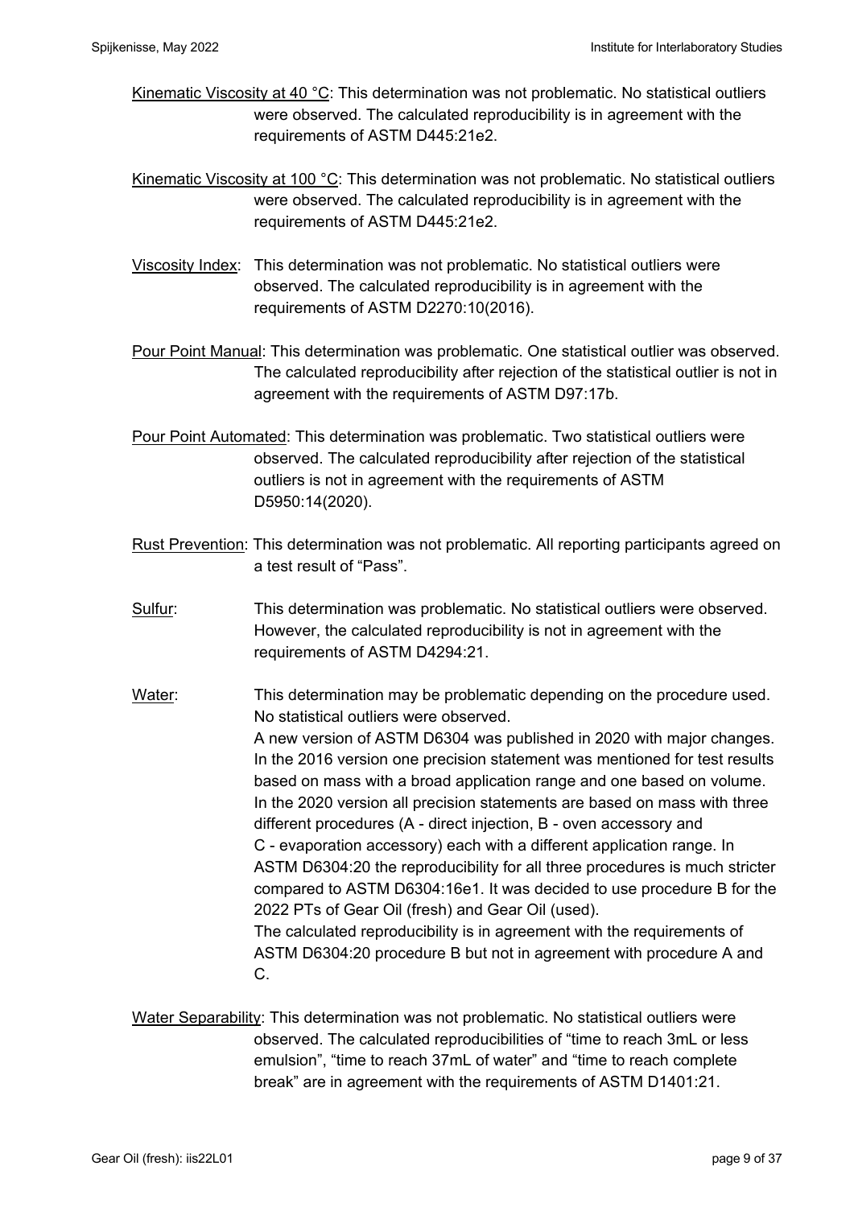Kinematic Viscosity at 40 °C: This determination was not problematic. No statistical outliers were observed. The calculated reproducibility is in agreement with the requirements of ASTM D445:21e2.

Kinematic Viscosity at 100 °C: This determination was not problematic. No statistical outliers were observed. The calculated reproducibility is in agreement with the requirements of ASTM D445:21e2.

Viscosity Index: This determination was not problematic. No statistical outliers were observed. The calculated reproducibility is in agreement with the requirements of ASTM D2270:10(2016).

Pour Point Manual: This determination was problematic. One statistical outlier was observed. The calculated reproducibility after rejection of the statistical outlier is not in agreement with the requirements of ASTM D97:17b.

Pour Point Automated: This determination was problematic. Two statistical outliers were observed. The calculated reproducibility after rejection of the statistical outliers is not in agreement with the requirements of ASTM D5950:14(2020).

Rust Prevention: This determination was not problematic. All reporting participants agreed on a test result of "Pass".

Sulfur: This determination was problematic. No statistical outliers were observed. However, the calculated reproducibility is not in agreement with the requirements of ASTM D4294:21.

Water: This determination may be problematic depending on the procedure used. No statistical outliers were observed.
A new version of ASTM D6304 was published in 2020 with major changes. In the 2016 version one precision statement was mentioned for test results based on mass with a broad application range and one based on volume. In the 2020 version all precision statements are based on mass with three different procedures (A - direct injection, B - oven accessory and C - evaporation accessory) each with a different application range. In ASTM D6304:20 the reproducibility for all three procedures is much stricter compared to ASTM D6304:16e1. It was decided to use procedure B for the 2022 PTs of Gear Oil (fresh) and Gear Oil (used).
The calculated reproducibility is in agreement with the requirements of ASTM D6304:20 procedure B but not in agreement with procedure A and C.

Water Separability: This determination was not problematic. No statistical outliers were observed. The calculated reproducibilities of "time to reach 3mL or less emulsion", "time to reach 37mL of water" and "time to reach complete break" are in agreement with the requirements of ASTM D1401:21.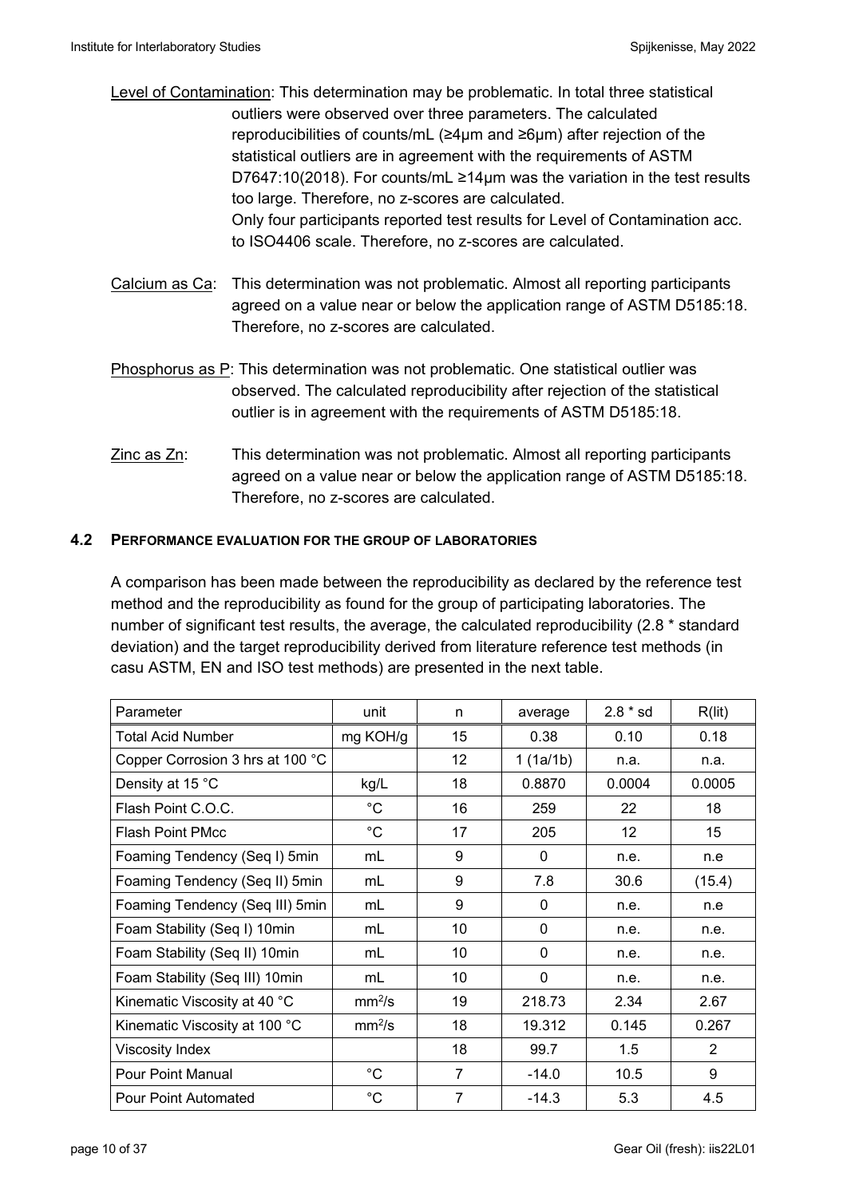Level of Contamination: This determination may be problematic. In total three statistical outliers were observed over three parameters. The calculated reproducibilities of counts/mL (≥4μm and ≥6μm) after rejection of the statistical outliers are in agreement with the requirements of ASTM D7647:10(2018). For counts/mL ≥14μm was the variation in the test results too large. Therefore, no z-scores are calculated.
Only four participants reported test results for Level of Contamination acc. to ISO4406 scale. Therefore, no z-scores are calculated.

Calcium as Ca: This determination was not problematic. Almost all reporting participants agreed on a value near or below the application range of ASTM D5185:18. Therefore, no z-scores are calculated.

Phosphorus as P: This determination was not problematic. One statistical outlier was observed. The calculated reproducibility after rejection of the statistical outlier is in agreement with the requirements of ASTM D5185:18.

Zinc as Zn: This determination was not problematic. Almost all reporting participants agreed on a value near or below the application range of ASTM D5185:18. Therefore, no z-scores are calculated.

### 4.2 PERFORMANCE EVALUATION FOR THE GROUP OF LABORATORIES

A comparison has been made between the reproducibility as declared by the reference test method and the reproducibility as found for the group of participating laboratories. The number of significant test results, the average, the calculated reproducibility (2.8 * standard deviation) and the target reproducibility derived from literature reference test methods (in casu ASTM, EN and ISO test methods) are presented in the next table.

| Parameter | unit | n | average | 2.8 * sd | R(lit) |
|---|---|---|---|---|---|
| Total Acid Number | mg KOH/g | 15 | 0.38 | 0.10 | 0.18 |
| Copper Corrosion 3 hrs at 100 °C | | 12 | 1 (1a/1b) | n.a. | n.a. |
| Density at 15 °C | kg/L | 18 | 0.8870 | 0.0004 | 0.0005 |
| Flash Point C.O.C. | °C | 16 | 259 | 22 | 18 |
| Flash Point PMcc | °C | 17 | 205 | 12 | 15 |
| Foaming Tendency (Seq I) 5min | mL | 9 | 0 | n.e. | n.e |
| Foaming Tendency (Seq II) 5min | mL | 9 | 7.8 | 30.6 | (15.4) |
| Foaming Tendency (Seq III) 5min | mL | 9 | 0 | n.e. | n.e |
| Foam Stability (Seq I) 10min | mL | 10 | 0 | n.e. | n.e. |
| Foam Stability (Seq II) 10min | mL | 10 | 0 | n.e. | n.e. |
| Foam Stability (Seq III) 10min | mL | 10 | 0 | n.e. | n.e. |
| Kinematic Viscosity at 40 °C | $mm^2/s$ | 19 | 218.73 | 2.34 | 2.67 |
| Kinematic Viscosity at 100 °C | $mm^2/s$ | 18 | 19.312 | 0.145 | 0.267 |
| Viscosity Index | | 18 | 99.7 | 1.5 | 2 |
| Pour Point Manual | °C | 7 | -14.0 | 10.5 | 9 |
| Pour Point Automated | °C | 7 | -14.3 | 5.3 | 4.5 |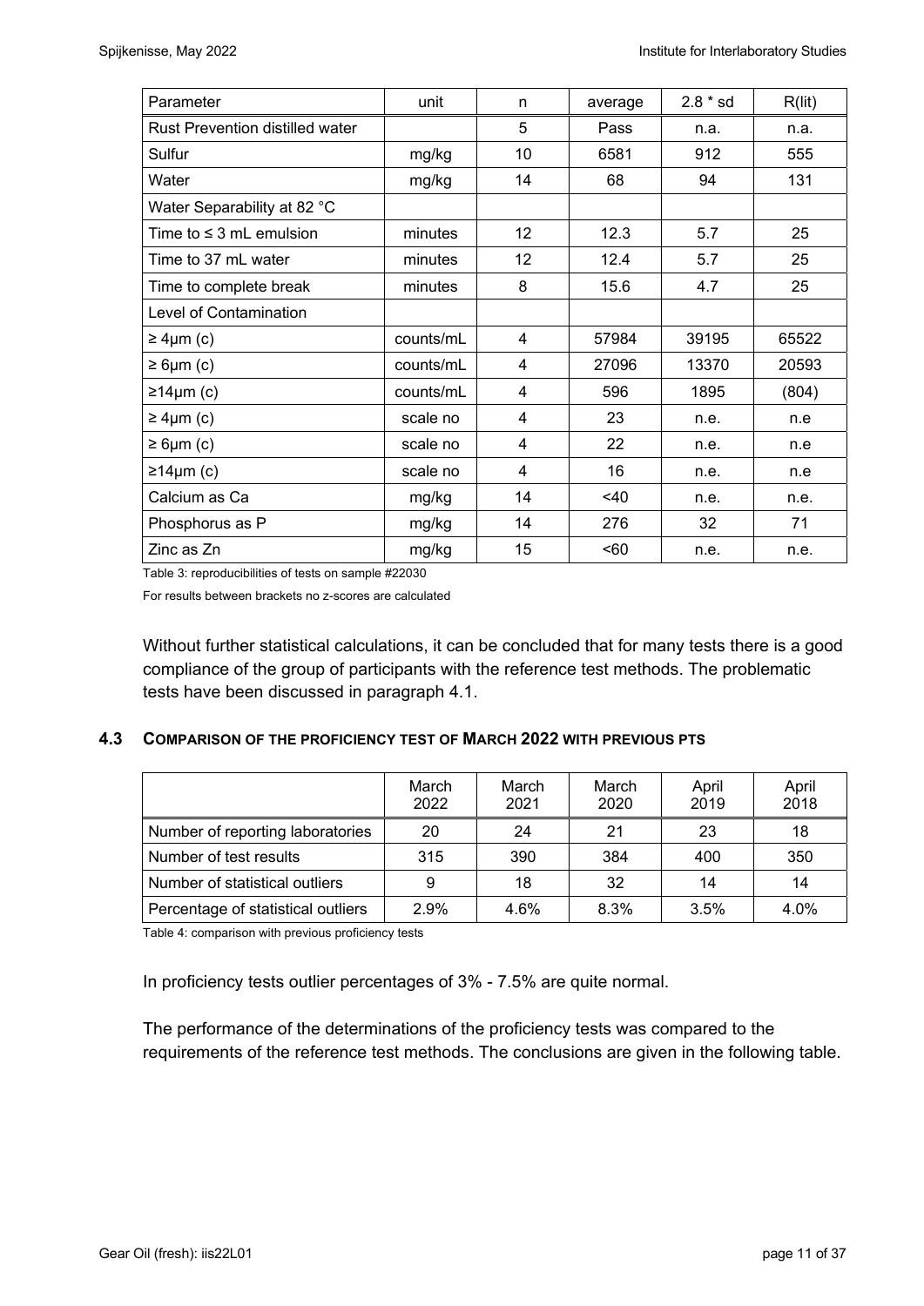| Parameter | unit | n | average | 2.8 * sd | R(lit) |
|---|---|---|---|---|---|
| Rust Prevention distilled water | | 5 | Pass | n.a. | n.a. |
| Sulfur | mg/kg | 10 | 6581 | 912 | 555 |
| Water | mg/kg | 14 | 68 | 94 | 131 |
| Water Separability at 82 °C | | | | | |
| Time to ≤ 3 mL emulsion | minutes | 12 | 12.3 | 5.7 | 25 |
| Time to 37 mL water | minutes | 12 | 12.4 | 5.7 | 25 |
| Time to complete break | minutes | 8 | 15.6 | 4.7 | 25 |
| Level of Contamination | | | | | |
| ≥ 4µm (c) | counts/mL | 4 | 57984 | 39195 | 65522 |
| ≥ 6µm (c) | counts/mL | 4 | 27096 | 13370 | 20593 |
| ≥14µm (c) | counts/mL | 4 | 596 | 1895 | (804) |
| ≥ 4µm (c) | scale no | 4 | 23 | n.e. | n.e |
| ≥ 6µm (c) | scale no | 4 | 22 | n.e. | n.e |
| ≥14µm (c) | scale no | 4 | 16 | n.e. | n.e |
| Calcium as Ca | mg/kg | 14 | <40 | n.e. | n.e. |
| Phosphorus as P | mg/kg | 14 | 276 | 32 | 71 |
| Zinc as Zn | mg/kg | 15 | <60 | n.e. | n.e. |

Table 3: reproducibilities of tests on sample #22030

For results between brackets no z-scores are calculated

Without further statistical calculations, it can be concluded that for many tests there is a good compliance of the group of participants with the reference test methods. The problematic tests have been discussed in paragraph 4.1.

### 4.3 COMPARISON OF THE PROFICIENCY TEST OF MARCH 2022 WITH PREVIOUS PTS

| | March 2022 | March 2021 | March 2020 | April 2019 | April 2018 |
|---|---|---|---|---|---|
| Number of reporting laboratories | 20 | 24 | 21 | 23 | 18 |
| Number of test results | 315 | 390 | 384 | 400 | 350 |
| Number of statistical outliers | 9 | 18 | 32 | 14 | 14 |
| Percentage of statistical outliers | 2.9% | 4.6% | 8.3% | 3.5% | 4.0% |

Table 4: comparison with previous proficiency tests

In proficiency tests outlier percentages of 3% - 7.5% are quite normal.

The performance of the determinations of the proficiency tests was compared to the requirements of the reference test methods. The conclusions are given in the following table.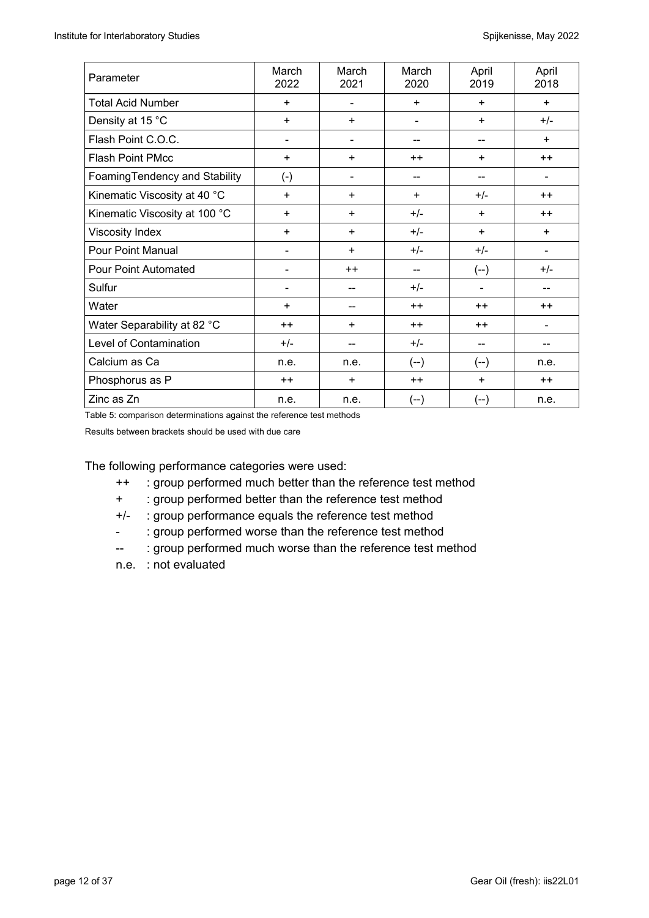| Parameter | March 2022 | March 2021 | March 2020 | April 2019 | April 2018 |
|---|---|---|---|---|---|
| Total Acid Number | + | - | + | + | + |
| Density at 15 °C | + | + | - | + | +/- |
| Flash Point C.O.C. | - | - | -- | -- | + |
| Flash Point PMcc | + | + | ++ | + | ++ |
| FoamingTendency and Stability | (-) | - | -- | -- | - |
| Kinematic Viscosity at 40 °C | + | + | + | +/- | ++ |
| Kinematic Viscosity at 100 °C | + | + | +/- | + | ++ |
| Viscosity Index | + | + | +/- | + | + |
| Pour Point Manual | - | + | +/- | +/- | - |
| Pour Point Automated | - | ++ | -- | (--) | +/- |
| Sulfur | - | -- | +/- | - | -- |
| Water | + | -- | ++ | ++ | ++ |
| Water Separability at 82 °C | ++ | + | ++ | ++ | - |
| Level of Contamination | +/- | -- | +/- | -- | -- |
| Calcium as Ca | n.e. | n.e. | (--) | (--) | n.e. |
| Phosphorus as P | ++ | + | ++ | + | ++ |
| Zinc as Zn | n.e. | n.e. | (--) | (--) | n.e. |

Table 5: comparison determinations against the reference test methods

Results between brackets should be used with due care

The following performance categories were used:

- ++ : group performed much better than the reference test method
- \+ : group performed better than the reference test method
- +/- : group performance equals the reference test method
- \- : group performed worse than the reference test method
- -- : group performed much worse than the reference test method
- n.e. : not evaluated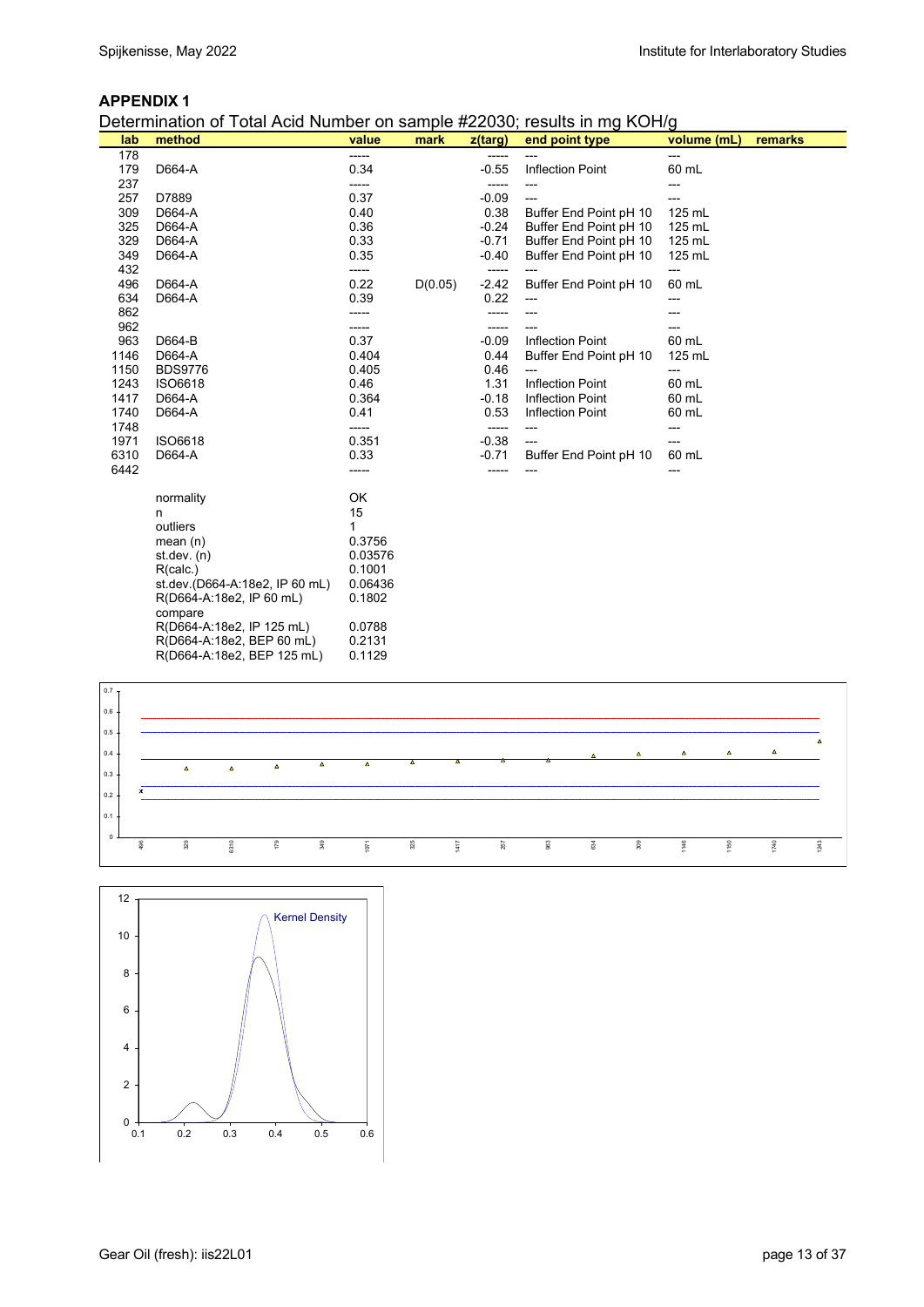## APPENDIX 1

Determination of Total Acid Number on sample #22030; results in mg KOH/g

| lab | method | value | mark | z(targ) | end point type | volume (mL) | remarks |
|---|---|---|---|---|---|---|---|
| 178 | | ----- | | ----- | --- | --- | |
| 179 | D664-A | 0.34 | | -0.55 | Inflection Point | 60 mL | |
| 237 | | ----- | | ----- | --- | --- | |
| 257 | D7889 | 0.37 | | -0.09 | --- | --- | |
| 309 | D664-A | 0.40 | | 0.38 | Buffer End Point pH 10 | 125 mL | |
| 325 | D664-A | 0.36 | | -0.24 | Buffer End Point pH 10 | 125 mL | |
| 329 | D664-A | 0.33 | | -0.71 | Buffer End Point pH 10 | 125 mL | |
| 349 | D664-A | 0.35 | | -0.40 | Buffer End Point pH 10 | 125 mL | |
| 432 | | ----- | | ----- | --- | --- | |
| 496 | D664-A | 0.22 | D(0.05) | -2.42 | Buffer End Point pH 10 | 60 mL | |
| 634 | D664-A | 0.39 | | 0.22 | --- | --- | |
| 862 | | ----- | | ----- | --- | --- | |
| 962 | | ----- | | ----- | --- | --- | |
| 963 | D664-B | 0.37 | | -0.09 | Inflection Point | 60 mL | |
| 1146 | D664-A | 0.404 | | 0.44 | Buffer End Point pH 10 | 125 mL | |
| 1150 | BDS9776 | 0.405 | | 0.46 | --- | --- | |
| 1243 | ISO6618 | 0.46 | | 1.31 | Inflection Point | 60 mL | |
| 1417 | D664-A | 0.364 | | -0.18 | Inflection Point | 60 mL | |
| 1740 | D664-A | 0.41 | | 0.53 | Inflection Point | 60 mL | |
| 1748 | | ----- | | ----- | --- | --- | |
| 1971 | ISO6618 | 0.351 | | -0.38 | --- | --- | |
| 6310 | D664-A | 0.33 | | -0.71 | Buffer End Point pH 10 | 60 mL | |
| 6442 | | ----- | | ----- | --- | --- | |

| | |
|---|---|
| normality | OK |
| n | 15 |
| outliers | 1 |
| mean (n) | 0.3756 |
| st.dev. (n) | 0.03576 |
| R(calc.) | 0.1001 |
| st.dev.(D664-A:18e2, IP 60 mL) | 0.06436 |
| R(D664-A:18e2, IP 60 mL) | 0.1802 |
| compare | |
| R(D664-A:18e2, IP 125 mL) | 0.0788 |
| R(D664-A:18e2, BEP 60 mL) | 0.2131 |
| R(D664-A:18e2, BEP 125 mL) | 0.1129 |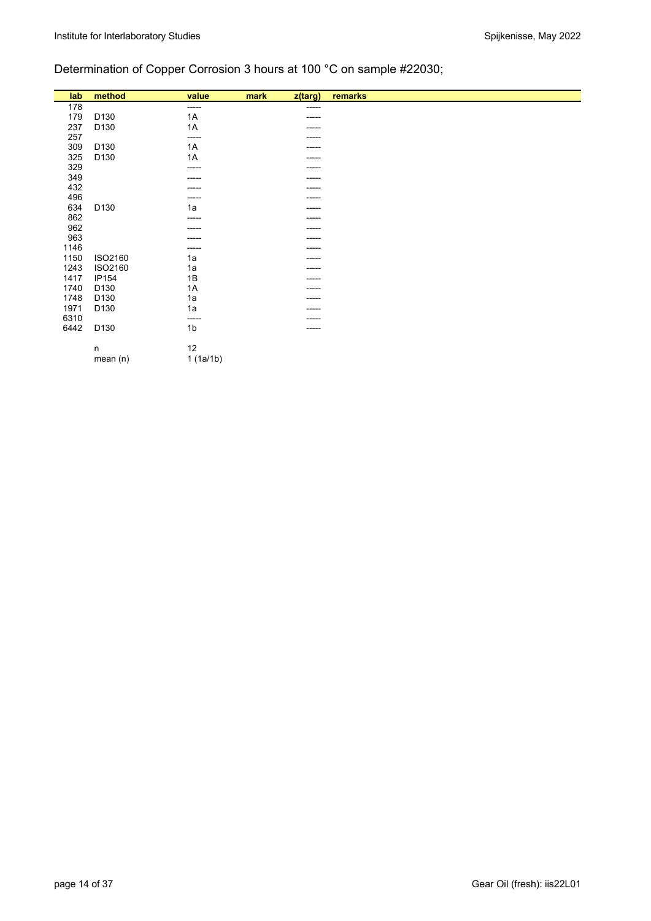Determination of Copper Corrosion 3 hours at 100 °C on sample #22030;

| lab | method | value | mark | z(targ) | remarks |
|---|---|---|---|---|---|
| 178 | | ----- | | ----- | |
| 179 | D130 | 1A | | ----- | |
| 237 | D130 | 1A | | ----- | |
| 257 | | ----- | | ----- | |
| 309 | D130 | 1A | | ----- | |
| 325 | D130 | 1A | | ----- | |
| 329 | | ----- | | ----- | |
| 349 | | ----- | | ----- | |
| 432 | | ----- | | ----- | |
| 496 | | ----- | | ----- | |
| 634 | D130 | 1a | | ----- | |
| 862 | | ----- | | ----- | |
| 962 | | ----- | | ----- | |
| 963 | | ----- | | ----- | |
| 1146 | | ----- | | ----- | |
| 1150 | ISO2160 | 1a | | ----- | |
| 1243 | ISO2160 | 1a | | ----- | |
| 1417 | IP154 | 1B | | ----- | |
| 1740 | D130 | 1A | | ----- | |
| 1748 | D130 | 1a | | ----- | |
| 1971 | D130 | 1a | | ----- | |
| 6310 | | ----- | | ----- | |
| 6442 | D130 | 1b | | ----- | |
| | | | | | |
| | n | 12 | | | |
| | mean (n) | 1 (1a/1b) | | | |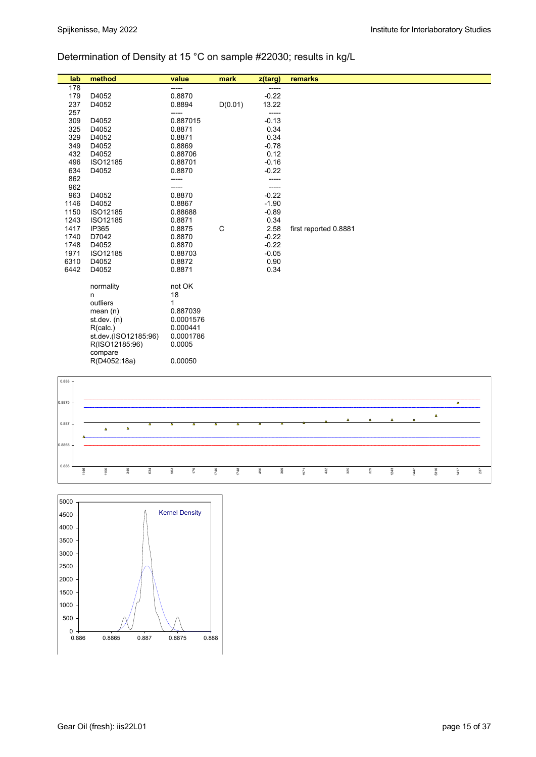Determination of Density at 15 °C on sample #22030; results in kg/L

| lab | method | value | mark | z(targ) | remarks |
|---|---|---|---|---|---|
| 178 | | ----- | | ----- | |
| 179 | D4052 | 0.8870 | | -0.22 | |
| 237 | D4052 | 0.8894 | D(0.01) | 13.22 | |
| 257 | | ----- | | ----- | |
| 309 | D4052 | 0.887015 | | -0.13 | |
| 325 | D4052 | 0.8871 | | 0.34 | |
| 329 | D4052 | 0.8871 | | 0.34 | |
| 349 | D4052 | 0.8869 | | -0.78 | |
| 432 | D4052 | 0.88706 | | 0.12 | |
| 496 | ISO12185 | 0.88701 | | -0.16 | |
| 634 | D4052 | 0.8870 | | -0.22 | |
| 862 | | ----- | | ----- | |
| 962 | | ----- | | ----- | |
| 963 | D4052 | 0.8870 | | -0.22 | |
| 1146 | D4052 | 0.8867 | | -1.90 | |
| 1150 | ISO12185 | 0.88688 | | -0.89 | |
| 1243 | ISO12185 | 0.8871 | | 0.34 | |
| 1417 | IP365 | 0.8875 | C | 2.58 | first reported 0.8881 |
| 1740 | D7042 | 0.8870 | | -0.22 | |
| 1748 | D4052 | 0.8870 | | -0.22 | |
| 1971 | ISO12185 | 0.88703 | | -0.05 | |
| 6310 | D4052 | 0.8872 | | 0.90 | |
| 6442 | D4052 | 0.8871 | | 0.34 | |

| | |
|---|---|
| normality | not OK |
| n | 18 |
| outliers | 1 |
| mean (n) | 0.887039 |
| st.dev. (n) | 0.0001576 |
| R(calc.) | 0.000441 |
| st.dev.(ISO12185:96) | 0.0001786 |
| R(ISO12185:96) | 0.0005 |
| compare | |
| R(D4052:18a) | 0.00050 |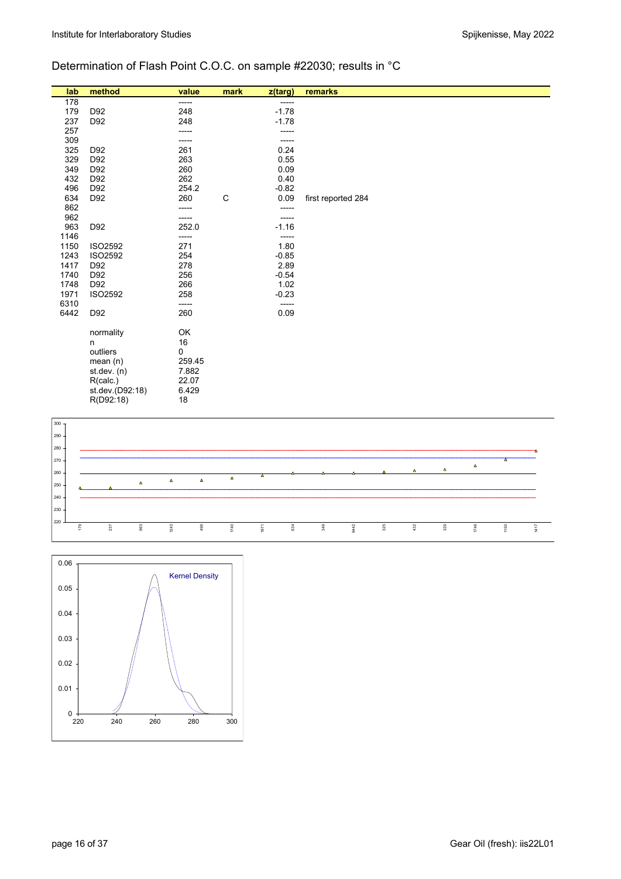## Determination of Flash Point C.O.C. on sample #22030; results in °C

| lab | method | value | mark | z(targ) | remarks |
|---|---|---|---|---|---|
| 178 | | ----- | | ----- | |
| 179 | D92 | 248 | | -1.78 | |
| 237 | D92 | 248 | | -1.78 | |
| 257 | | ----- | | ----- | |
| 309 | | ----- | | ----- | |
| 325 | D92 | 261 | | 0.24 | |
| 329 | D92 | 263 | | 0.55 | |
| 349 | D92 | 260 | | 0.09 | |
| 432 | D92 | 262 | | 0.40 | |
| 496 | D92 | 254.2 | | -0.82 | |
| 634 | D92 | 260 | C | 0.09 | first reported 284 |
| 862 | | ----- | | ----- | |
| 962 | | ----- | | ----- | |
| 963 | D92 | 252.0 | | -1.16 | |
| 1146 | | ----- | | ----- | |
| 1150 | ISO2592 | 271 | | 1.80 | |
| 1243 | ISO2592 | 254 | | -0.85 | |
| 1417 | D92 | 278 | | 2.89 | |
| 1740 | D92 | 256 | | -0.54 | |
| 1748 | D92 | 266 | | 1.02 | |
| 1971 | ISO2592 | 258 | | -0.23 | |
| 6310 | | ----- | | ----- | |
| 6442 | D92 | 260 | | 0.09 | |
| | normality | OK | | | |
| | n | 16 | | | |
| | outliers | 0 | | | |
| | mean (n) | 259.45 | | | |
| | st.dev. (n) | 7.882 | | | |
| | R(calc.) | 22.07 | | | |
| | st.dev.(D92:18) | 6.429 | | | |
| | R(D92:18) | 18 | | | |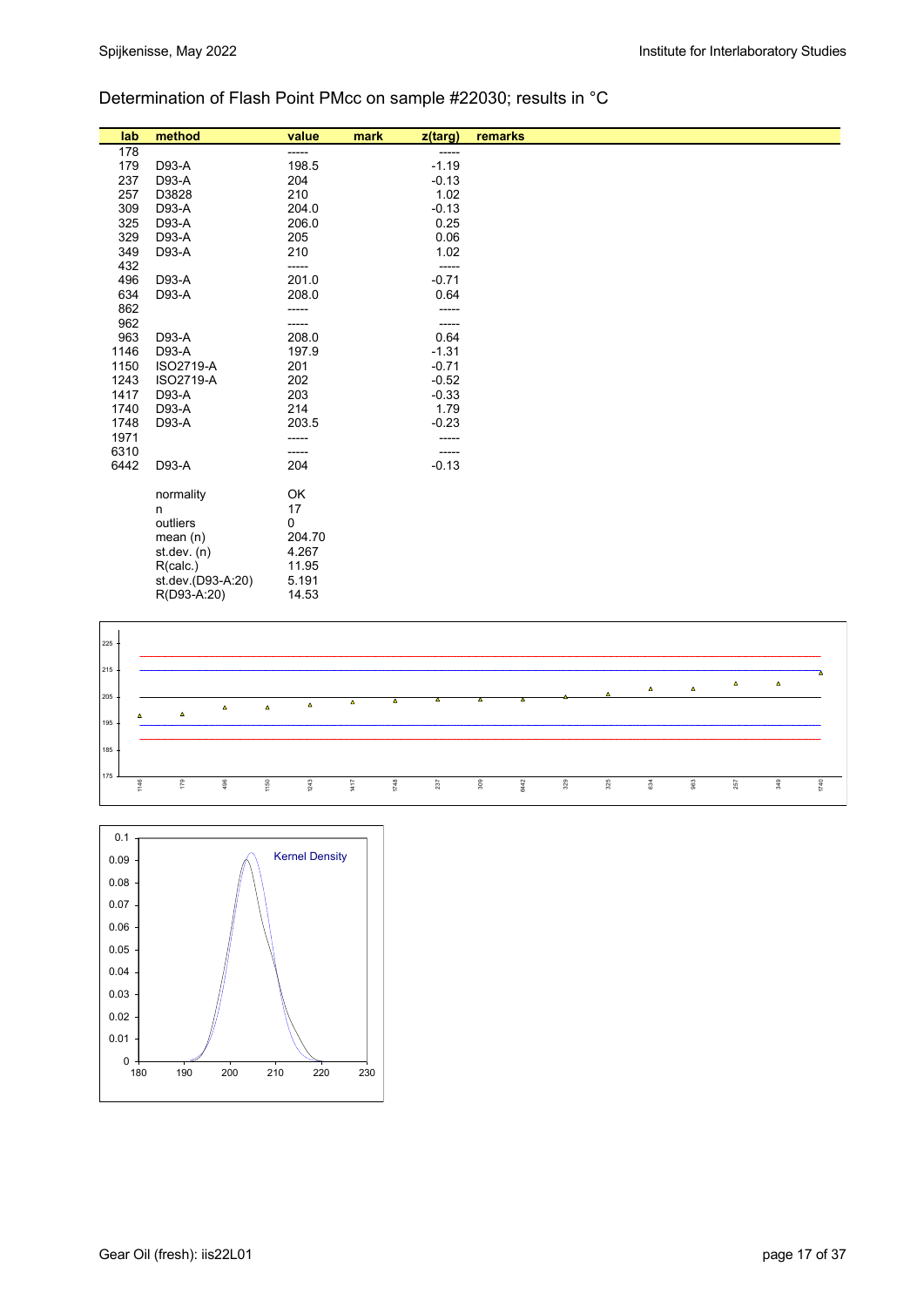## Determination of Flash Point PMcc on sample #22030; results in °C

| lab | method | value | mark | z(targ) | remarks |
|---|---|---|---|---|---|
| 178 | | ----- | | ----- | |
| 179 | D93-A | 198.5 | | -1.19 | |
| 237 | D93-A | 204 | | -0.13 | |
| 257 | D3828 | 210 | | 1.02 | |
| 309 | D93-A | 204.0 | | -0.13 | |
| 325 | D93-A | 206.0 | | 0.25 | |
| 329 | D93-A | 205 | | 0.06 | |
| 349 | D93-A | 210 | | 1.02 | |
| 432 | | ----- | | ----- | |
| 496 | D93-A | 201.0 | | -0.71 | |
| 634 | D93-A | 208.0 | | 0.64 | |
| 862 | | ----- | | ----- | |
| 962 | | ----- | | ----- | |
| 963 | D93-A | 208.0 | | 0.64 | |
| 1146 | D93-A | 197.9 | | -1.31 | |
| 1150 | ISO2719-A | 201 | | -0.71 | |
| 1243 | ISO2719-A | 202 | | -0.52 | |
| 1417 | D93-A | 203 | | -0.33 | |
| 1740 | D93-A | 214 | | 1.79 | |
| 1748 | D93-A | 203.5 | | -0.23 | |
| 1971 | | ----- | | ----- | |
| 6310 | | ----- | | ----- | |
| 6442 | D93-A | 204 | | -0.13 | |

| | |
|---|---|
| normality | OK |
| n | 17 |
| outliers | 0 |
| mean (n) | 204.70 |
| st.dev. (n) | 4.267 |
| R(calc.) | 11.95 |
| st.dev.(D93-A:20) | 5.191 |
| R(D93-A:20) | 14.53 |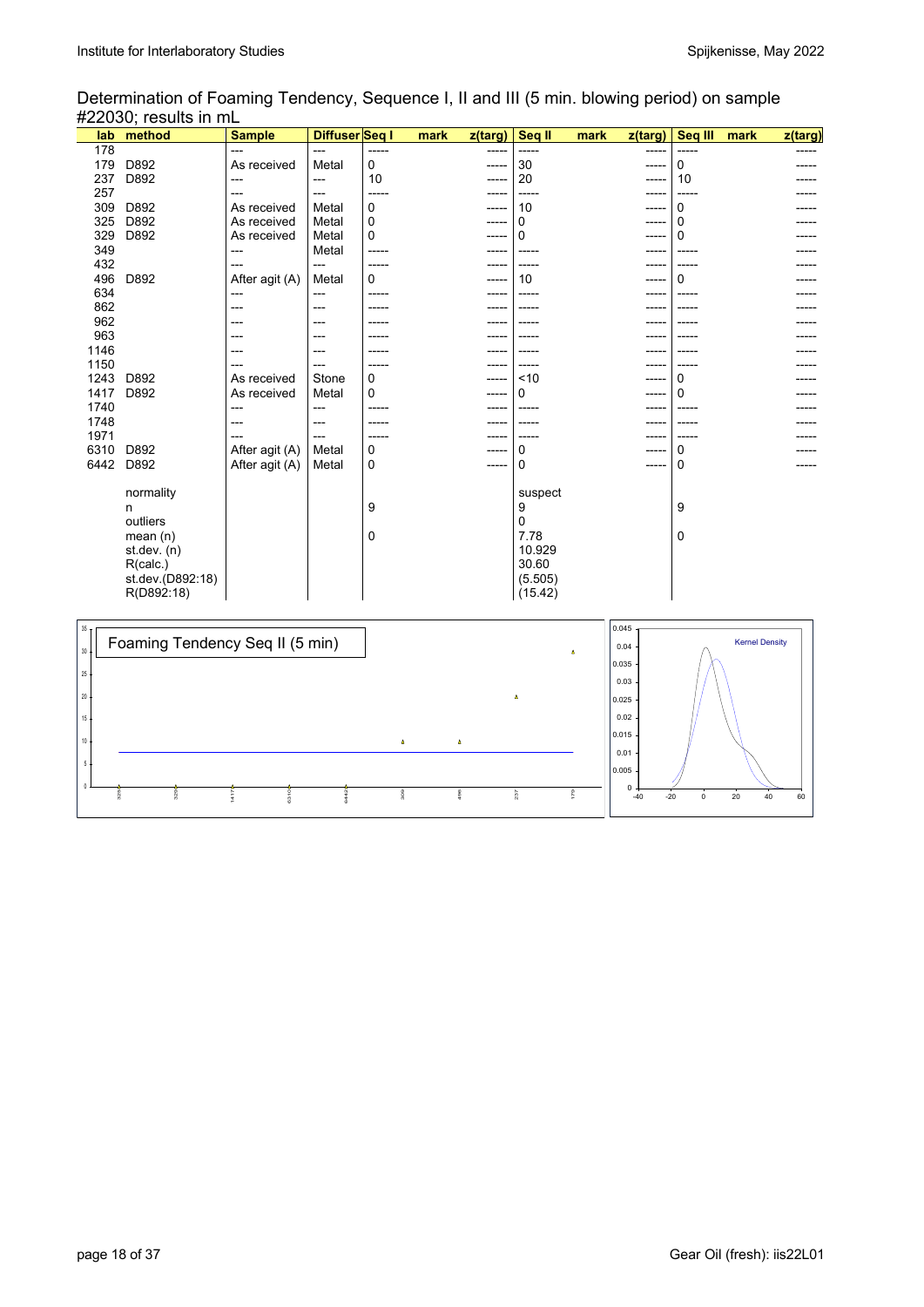Determination of Foaming Tendency, Sequence I, II and III (5 min. blowing period) on sample #22030; results in mL

| lab | method | Sample | Diffuser | Seq I | mark | z(targ) | Seq II | mark | z(targ) | Seq III | mark | z(targ) |
|---|---|---|---|---|---|---|---|---|---|---|---|---|
| 178 | | --- | --- | ----- | | ----- | ----- | | ----- | ----- | | ----- |
| 179 | D892 | As received | Metal | 0 | | ----- | 30 | | ----- | 0 | | ----- |
| 237 | D892 | --- | --- | 10 | | ----- | 20 | | ----- | 10 | | ----- |
| 257 | | --- | --- | ----- | | ----- | ----- | | ----- | ----- | | ----- |
| 309 | D892 | As received | Metal | 0 | | ----- | 10 | | ----- | 0 | | ----- |
| 325 | D892 | As received | Metal | 0 | | ----- | 0 | | ----- | 0 | | ----- |
| 329 | D892 | As received | Metal | 0 | | ----- | 0 | | ----- | 0 | | ----- |
| 349 | | --- | Metal | ----- | | ----- | ----- | | ----- | ----- | | ----- |
| 432 | | --- | --- | ----- | | ----- | ----- | | ----- | ----- | | ----- |
| 496 | D892 | After agit (A) | Metal | 0 | | ----- | 10 | | ----- | 0 | | ----- |
| 634 | | --- | --- | ----- | | ----- | ----- | | ----- | ----- | | ----- |
| 862 | | --- | --- | ----- | | ----- | ----- | | ----- | ----- | | ----- |
| 962 | | --- | --- | ----- | | ----- | ----- | | ----- | ----- | | ----- |
| 963 | | --- | --- | ----- | | ----- | ----- | | ----- | ----- | | ----- |
| 1146 | | --- | --- | ----- | | ----- | ----- | | ----- | ----- | | ----- |
| 1150 | | --- | --- | ----- | | ----- | ----- | | ----- | ----- | | ----- |
| 1243 | D892 | As received | Stone | 0 | | ----- | <10 | | ----- | 0 | | ----- |
| 1417 | D892 | As received | Metal | 0 | | ----- | 0 | | ----- | 0 | | ----- |
| 1740 | | --- | --- | ----- | | ----- | ----- | | ----- | ----- | | ----- |
| 1748 | | --- | --- | ----- | | ----- | ----- | | ----- | ----- | | ----- |
| 1971 | | --- | --- | ----- | | ----- | ----- | | ----- | ----- | | ----- |
| 6310 | D892 | After agit (A) | Metal | 0 | | ----- | 0 | | ----- | 0 | | ----- |
| 6442 | D892 | After agit (A) | Metal | 0 | | ----- | 0 | | ----- | 0 | | ----- |
| | normality | | | | | | suspect | | | | | |
| | n | | | 9 | | | 9 | | | 9 | | |
| | outliers | | | | | | 0 | | | | | |
| | mean (n) | | | 0 | | | 7.78 | | | 0 | | |
| | st.dev. (n) | | | | | | 10.929 | | | | | |
| | R(calc.) | | | | | | 30.60 | | | | | |
| | st.dev.(D892:18) | | | | | | (5.505) | | | | | |
| | R(D892:18) | | | | | | (15.42) | | | | | |

Foaming Tendency Seq II (5 min)

Kernel Density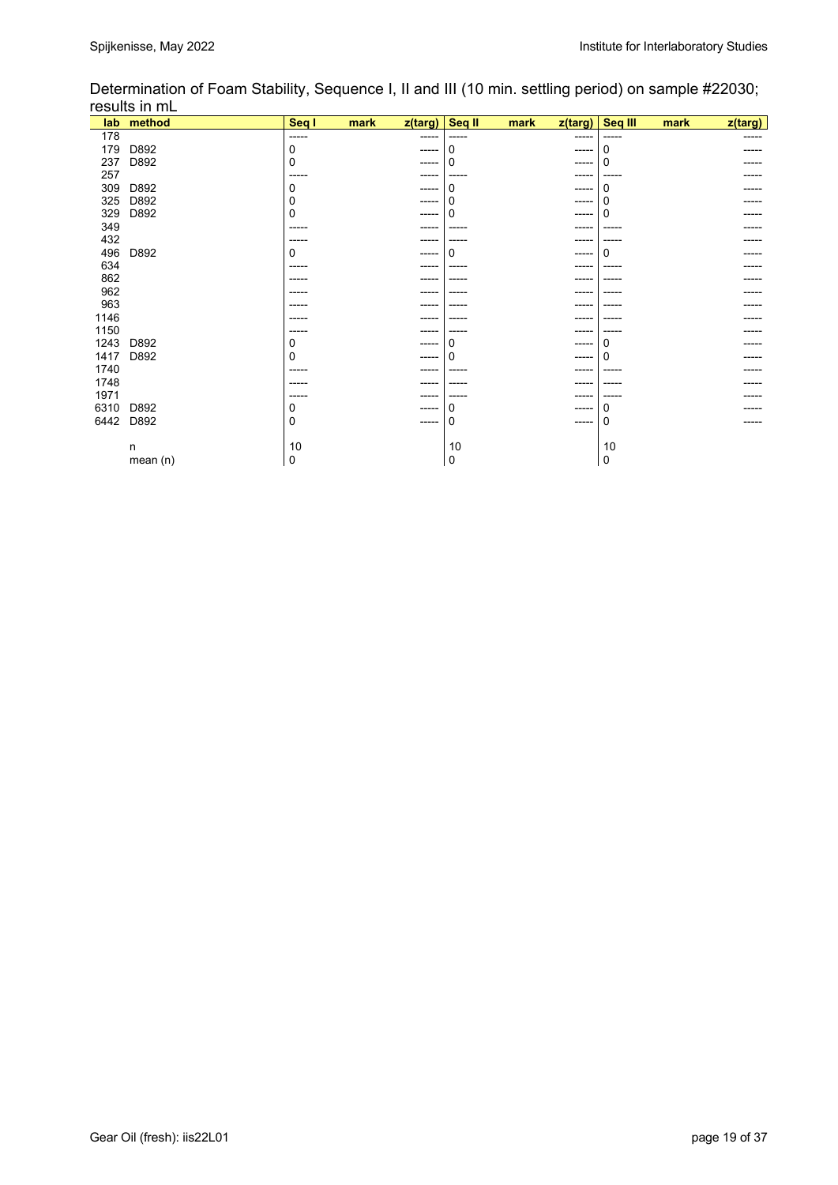Determination of Foam Stability, Sequence I, II and III (10 min. settling period) on sample #22030; results in mL

| lab | method | Seq I | mark | z(targ) | Seq II | mark | z(targ) | Seq III | mark | z(targ) |
|---|---|---|---|---|---|---|---|---|---|---|
| 178 | | ----- | | ----- | ----- | | ----- | ----- | | ----- |
| 179 | D892 | 0 | | ----- | 0 | | ----- | 0 | | ----- |
| 237 | D892 | 0 | | ----- | 0 | | ----- | 0 | | ----- |
| 257 | | ----- | | ----- | ----- | | ----- | ----- | | ----- |
| 309 | D892 | 0 | | ----- | 0 | | ----- | 0 | | ----- |
| 325 | D892 | 0 | | ----- | 0 | | ----- | 0 | | ----- |
| 329 | D892 | 0 | | ----- | 0 | | ----- | 0 | | ----- |
| 349 | | ----- | | ----- | ----- | | ----- | ----- | | ----- |
| 432 | | ----- | | ----- | ----- | | ----- | ----- | | ----- |
| 496 | D892 | 0 | | ----- | 0 | | ----- | 0 | | ----- |
| 634 | | ----- | | ----- | ----- | | ----- | ----- | | ----- |
| 862 | | ----- | | ----- | ----- | | ----- | ----- | | ----- |
| 962 | | ----- | | ----- | ----- | | ----- | ----- | | ----- |
| 963 | | ----- | | ----- | ----- | | ----- | ----- | | ----- |
| 1146 | | ----- | | ----- | ----- | | ----- | ----- | | ----- |
| 1150 | | ----- | | ----- | ----- | | ----- | ----- | | ----- |
| 1243 | D892 | 0 | | ----- | 0 | | ----- | 0 | | ----- |
| 1417 | D892 | 0 | | ----- | 0 | | ----- | 0 | | ----- |
| 1740 | | ----- | | ----- | ----- | | ----- | ----- | | ----- |
| 1748 | | ----- | | ----- | ----- | | ----- | ----- | | ----- |
| 1971 | | ----- | | ----- | ----- | | ----- | ----- | | ----- |
| 6310 | D892 | 0 | | ----- | 0 | | ----- | 0 | | ----- |
| 6442 | D892 | 0 | | ----- | 0 | | ----- | 0 | | ----- |
| | | | | | | | | | | |
| | n | 10 | | | 10 | | | 10 | | |
| | mean (n) | 0 | | | 0 | | | 0 | | |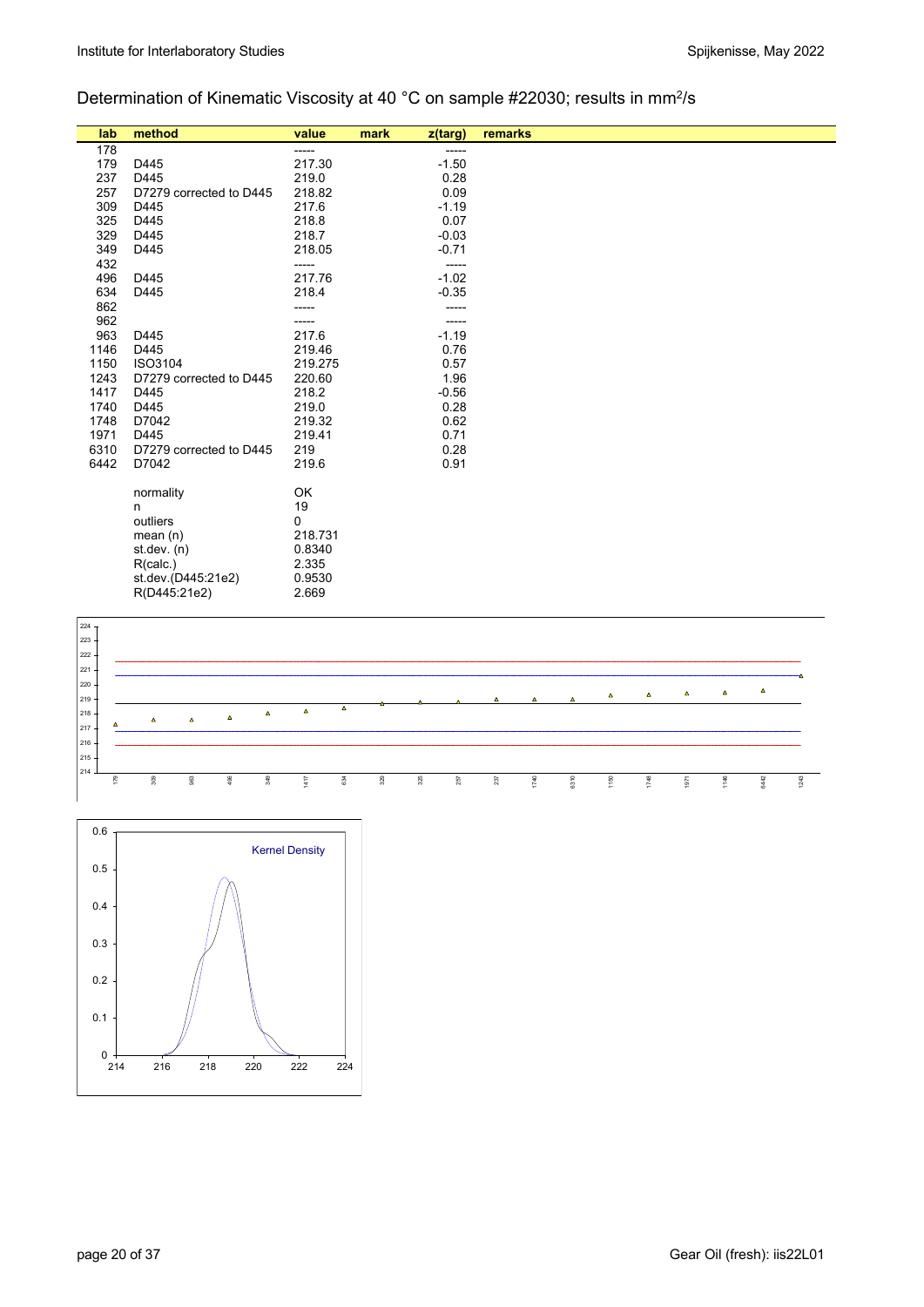Determination of Kinematic Viscosity at 40 °C on sample #22030; results in mm²/s

| lab | method | value | mark | z(targ) | remarks |
|---|---|---|---|---|---|
| 178 | | ----- | | ----- | |
| 179 | D445 | 217.30 | | -1.50 | |
| 237 | D445 | 219.0 | | 0.28 | |
| 257 | D7279 corrected to D445 | 218.82 | | 0.09 | |
| 309 | D445 | 217.6 | | -1.19 | |
| 325 | D445 | 218.8 | | 0.07 | |
| 329 | D445 | 218.7 | | -0.03 | |
| 349 | D445 | 218.05 | | -0.71 | |
| 432 | | ----- | | ----- | |
| 496 | D445 | 217.76 | | -1.02 | |
| 634 | D445 | 218.4 | | -0.35 | |
| 862 | | ----- | | ----- | |
| 962 | | ----- | | ----- | |
| 963 | D445 | 217.6 | | -1.19 | |
| 1146 | D445 | 219.46 | | 0.76 | |
| 1150 | ISO3104 | 219.275 | | 0.57 | |
| 1243 | D7279 corrected to D445 | 220.60 | | 1.96 | |
| 1417 | D445 | 218.2 | | -0.56 | |
| 1740 | D445 | 219.0 | | 0.28 | |
| 1748 | D7042 | 219.32 | | 0.62 | |
| 1971 | D445 | 219.41 | | 0.71 | |
| 6310 | D7279 corrected to D445 | 219 | | 0.28 | |
| 6442 | D7042 | 219.6 | | 0.91 | |
| | normality | OK | | | |
| | n | 19 | | | |
| | outliers | 0 | | | |
| | mean (n) | 218.731 | | | |
| | st.dev. (n) | 0.8340 | | | |
| | R(calc.) | 2.335 | | | |
| | st.dev.(D445:21e2) | 0.9530 | | | |
| | R(D445:21e2) | 2.669 | | | |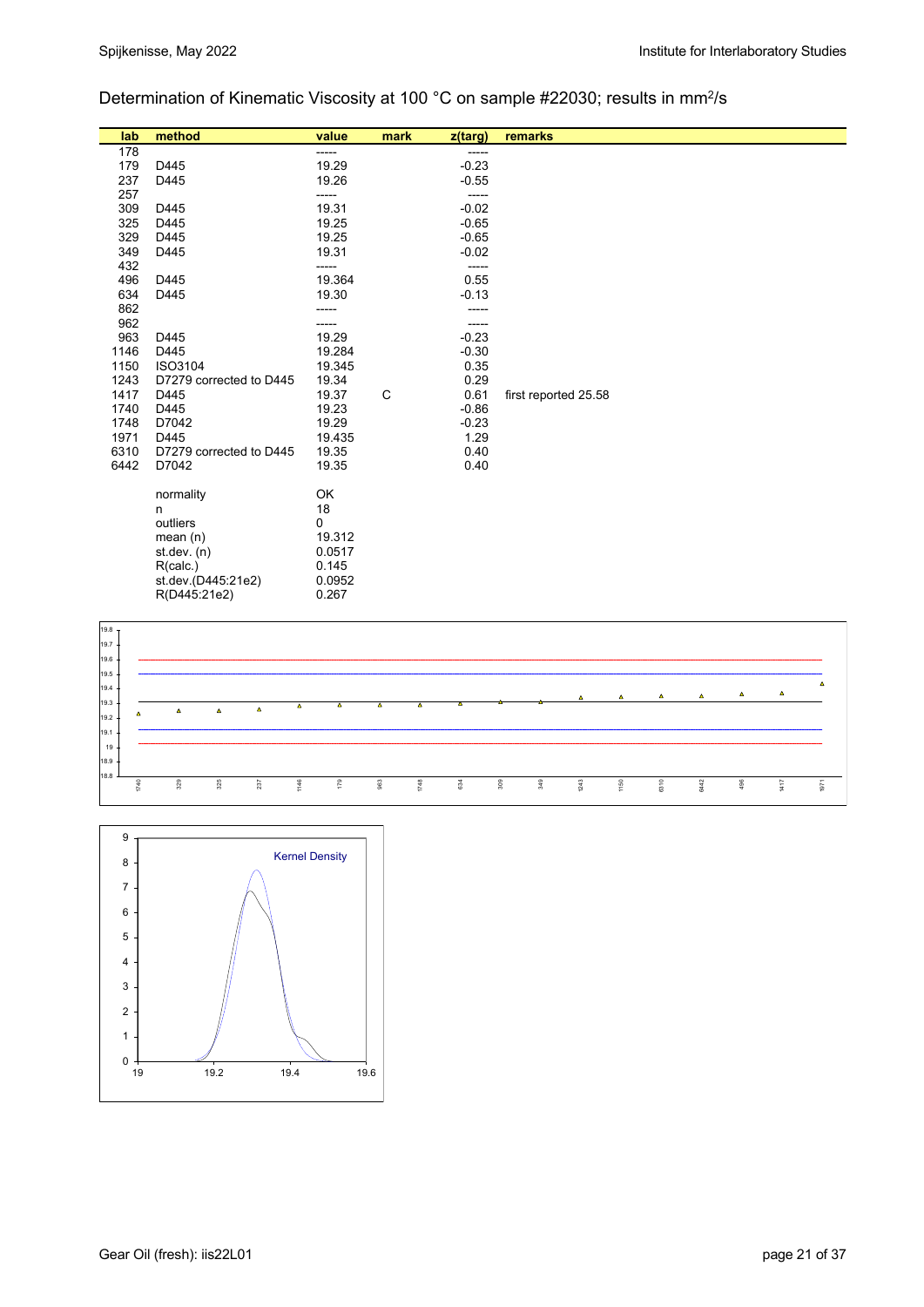Determination of Kinematic Viscosity at 100 °C on sample #22030; results in $mm^2/s$

| lab | method | value | mark | z(targ) | remarks |
|---|---|---|---|---|---|
| 178 | | ----- | | ----- | |
| 179 | D445 | 19.29 | | -0.23 | |
| 237 | D445 | 19.26 | | -0.55 | |
| 257 | | ----- | | ----- | |
| 309 | D445 | 19.31 | | -0.02 | |
| 325 | D445 | 19.25 | | -0.65 | |
| 329 | D445 | 19.25 | | -0.65 | |
| 349 | D445 | 19.31 | | -0.02 | |
| 432 | | ----- | | ----- | |
| 496 | D445 | 19.364 | | 0.55 | |
| 634 | D445 | 19.30 | | -0.13 | |
| 862 | | ----- | | ----- | |
| 962 | | ----- | | ----- | |
| 963 | D445 | 19.29 | | -0.23 | |
| 1146 | D445 | 19.284 | | -0.30 | |
| 1150 | ISO3104 | 19.345 | | 0.35 | |
| 1243 | D7279 corrected to D445 | 19.34 | | 0.29 | |
| 1417 | D445 | 19.37 | C | 0.61 | first reported 25.58 |
| 1740 | D445 | 19.23 | | -0.86 | |
| 1748 | D7042 | 19.29 | | -0.23 | |
| 1971 | D445 | 19.435 | | 1.29 | |
| 6310 | D7279 corrected to D445 | 19.35 | | 0.40 | |
| 6442 | D7042 | 19.35 | | 0.40 | |
| | normality | OK | | | |
| | n | 18 | | | |
| | outliers | 0 | | | |
| | mean (n) | 19.312 | | | |
| | st.dev. (n) | 0.0517 | | | |
| | R(calc.) | 0.145 | | | |
| | st.dev.(D445:21e2) | 0.0952 | | | |
| | R(D445:21e2) | 0.267 | | | |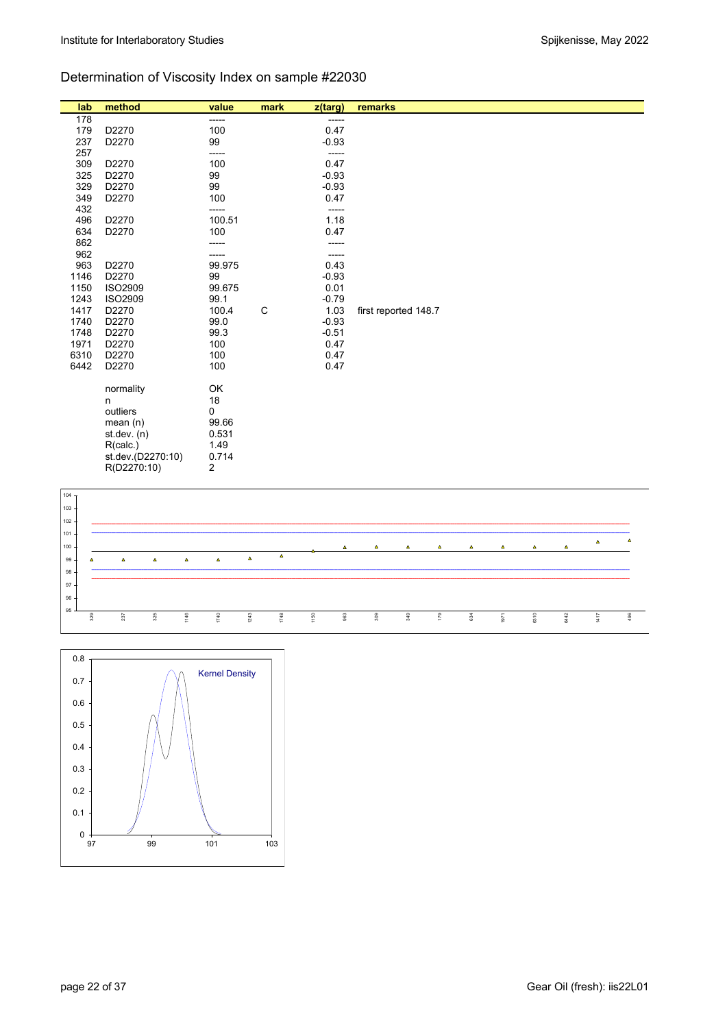## Determination of Viscosity Index on sample #22030

| lab | method | value | mark | z(targ) | remarks |
|---|---|---|---|---|---|
| 178 | | ----- | | ----- | |
| 179 | D2270 | 100 | | 0.47 | |
| 237 | D2270 | 99 | | -0.93 | |
| 257 | | ----- | | ----- | |
| 309 | D2270 | 100 | | 0.47 | |
| 325 | D2270 | 99 | | -0.93 | |
| 329 | D2270 | 99 | | -0.93 | |
| 349 | D2270 | 100 | | 0.47 | |
| 432 | | ----- | | ----- | |
| 496 | D2270 | 100.51 | | 1.18 | |
| 634 | D2270 | 100 | | 0.47 | |
| 862 | | ----- | | ----- | |
| 962 | | ----- | | ----- | |
| 963 | D2270 | 99.975 | | 0.43 | |
| 1146 | D2270 | 99 | | -0.93 | |
| 1150 | ISO2909 | 99.675 | | 0.01 | |
| 1243 | ISO2909 | 99.1 | | -0.79 | |
| 1417 | D2270 | 100.4 | C | 1.03 | first reported 148.7 |
| 1740 | D2270 | 99.0 | | -0.93 | |
| 1748 | D2270 | 99.3 | | -0.51 | |
| 1971 | D2270 | 100 | | 0.47 | |
| 6310 | D2270 | 100 | | 0.47 | |
| 6442 | D2270 | 100 | | 0.47 | |

| | |
|---|---|
| normality | OK |
| n | 18 |
| outliers | 0 |
| mean (n) | 99.66 |
| st.dev. (n) | 0.531 |
| R(calc.) | 1.49 |
| st.dev.(D2270:10) | 0.714 |
| R(D2270:10) | 2 |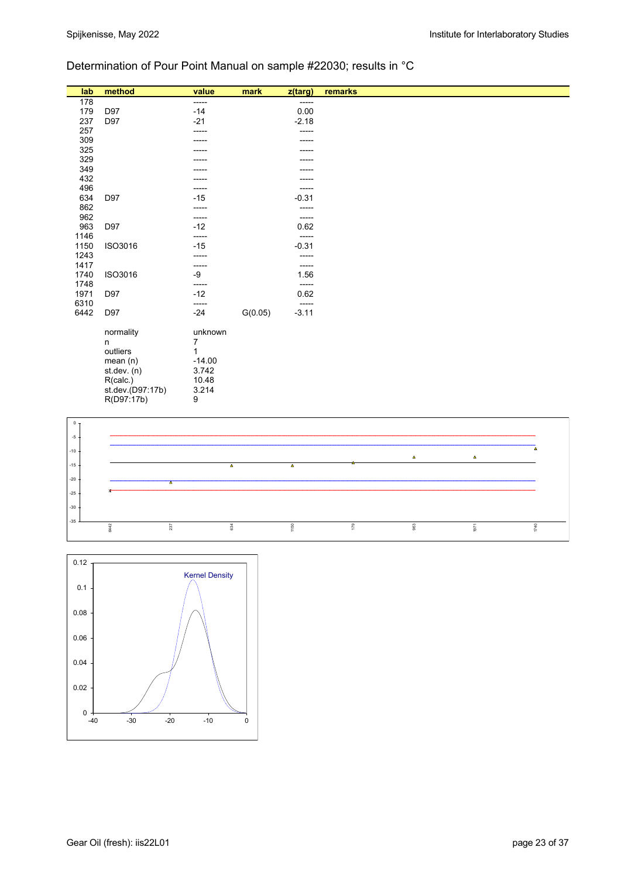## Determination of Pour Point Manual on sample #22030; results in °C

| lab | method | value | mark | z(targ) | remarks |
|---|---|---|---|---|---|
| 178 | | ----- | | ----- | |
| 179 | D97 | -14 | | 0.00 | |
| 237 | D97 | -21 | | -2.18 | |
| 257 | | ----- | | ----- | |
| 309 | | ----- | | ----- | |
| 325 | | ----- | | ----- | |
| 329 | | ----- | | ----- | |
| 349 | | ----- | | ----- | |
| 432 | | ----- | | ----- | |
| 496 | | ----- | | ----- | |
| 634 | D97 | -15 | | -0.31 | |
| 862 | | ----- | | ----- | |
| 962 | | ----- | | ----- | |
| 963 | D97 | -12 | | 0.62 | |
| 1146 | | ----- | | ----- | |
| 1150 | ISO3016 | -15 | | -0.31 | |
| 1243 | | ----- | | ----- | |
| 1417 | | ----- | | ----- | |
| 1740 | ISO3016 | -9 | | 1.56 | |
| 1748 | | ----- | | ----- | |
| 1971 | D97 | -12 | | 0.62 | |
| 6310 | | ----- | | ----- | |
| 6442 | D97 | -24 | G(0.05) | -3.11 | |
| | normality | unknown | | | |
| | n | 7 | | | |
| | outliers | 1 | | | |
| | mean (n) | -14.00 | | | |
| | st.dev. (n) | 3.742 | | | |
| | R(calc.) | 10.48 | | | |
| | st.dev.(D97:17b) | 3.214 | | | |
| | R(D97:17b) | 9 | | | |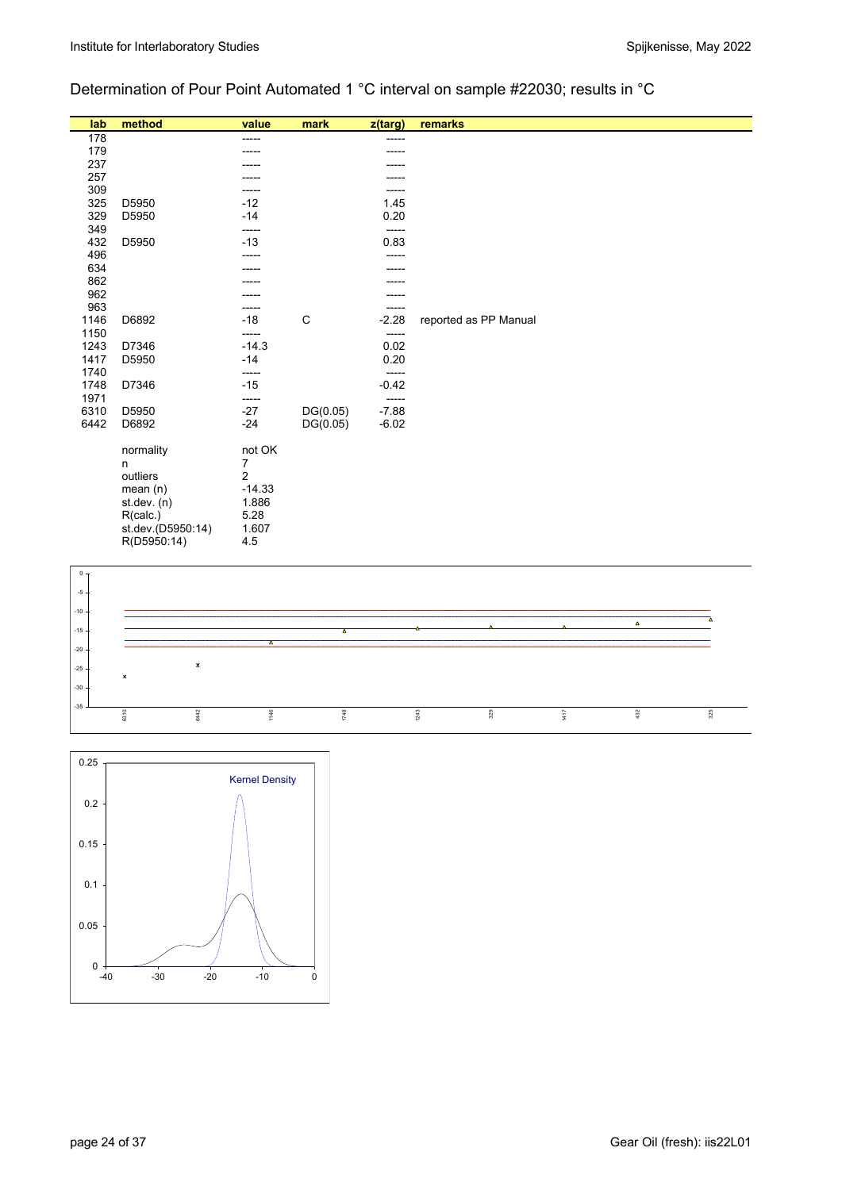## Determination of Pour Point Automated 1 °C interval on sample #22030; results in °C

| lab | method | value | mark | z(targ) | remarks |
|---|---|---|---|---|---|
| 178 | | ----- | | ----- | |
| 179 | | ----- | | ----- | |
| 237 | | ----- | | ----- | |
| 257 | | ----- | | ----- | |
| 309 | | ----- | | ----- | |
| 325 | D5950 | -12 | | 1.45 | |
| 329 | D5950 | -14 | | 0.20 | |
| 349 | | ----- | | ----- | |
| 432 | D5950 | -13 | | 0.83 | |
| 496 | | ----- | | ----- | |
| 634 | | ----- | | ----- | |
| 862 | | ----- | | ----- | |
| 962 | | ----- | | ----- | |
| 963 | | ----- | | ----- | |
| 1146 | D6892 | -18 | C | -2.28 | reported as PP Manual |
| 1150 | | ----- | | ----- | |
| 1243 | D7346 | -14.3 | | 0.02 | |
| 1417 | D5950 | -14 | | 0.20 | |
| 1740 | | ----- | | ----- | |
| 1748 | D7346 | -15 | | -0.42 | |
| 1971 | | ----- | | ----- | |
| 6310 | D5950 | -27 | DG(0.05) | -7.88 | |
| 6442 | D6892 | -24 | DG(0.05) | -6.02 | |

| | |
|---|---|
| normality | not OK |
| n | 7 |
| outliers | 2 |
| mean (n) | -14.33 |
| st.dev. (n) | 1.886 |
| R(calc.) | 5.28 |
| st.dev.(D5950:14) | 1.607 |
| R(D5950:14) | 4.5 |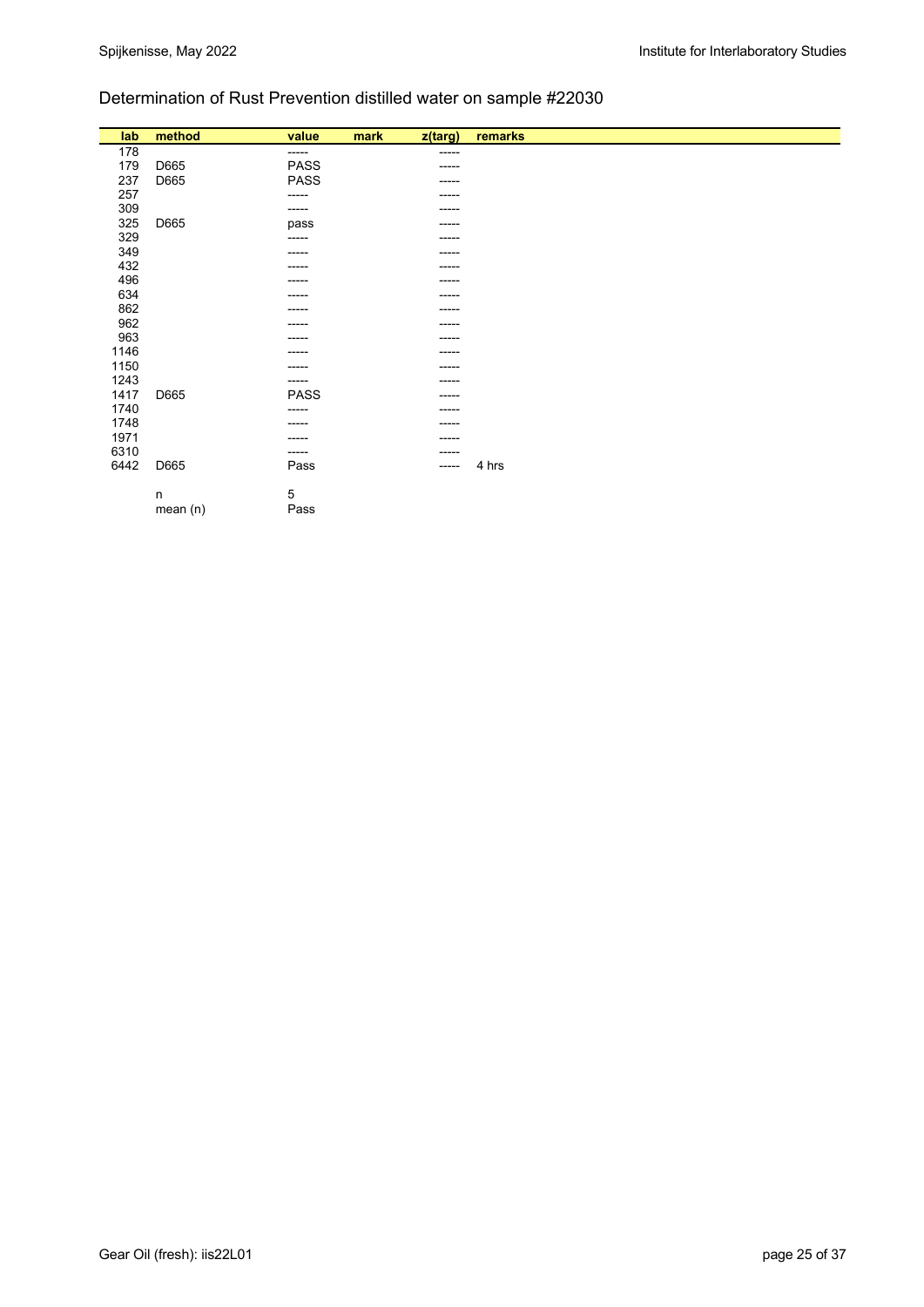## Determination of Rust Prevention distilled water on sample #22030

| lab | method | value | mark | z(targ) | remarks |
|---|---|---|---|---|---|
| 178 | | ----- | | ----- | |
| 179 | D665 | PASS | | ----- | |
| 237 | D665 | PASS | | ----- | |
| 257 | | ----- | | ----- | |
| 309 | | ----- | | ----- | |
| 325 | D665 | pass | | ----- | |
| 329 | | ----- | | ----- | |
| 349 | | ----- | | ----- | |
| 432 | | ----- | | ----- | |
| 496 | | ----- | | ----- | |
| 634 | | ----- | | ----- | |
| 862 | | ----- | | ----- | |
| 962 | | ----- | | ----- | |
| 963 | | ----- | | ----- | |
| 1146 | | ----- | | ----- | |
| 1150 | | ----- | | ----- | |
| 1243 | | ----- | | ----- | |
| 1417 | D665 | PASS | | ----- | |
| 1740 | | ----- | | ----- | |
| 1748 | | ----- | | ----- | |
| 1971 | | ----- | | ----- | |
| 6310 | | ----- | | ----- | |
| 6442 | D665 | Pass | | ----- | 4 hrs |
| | | | | | |
| | n | 5 | | | |
| | mean (n) | Pass | | | |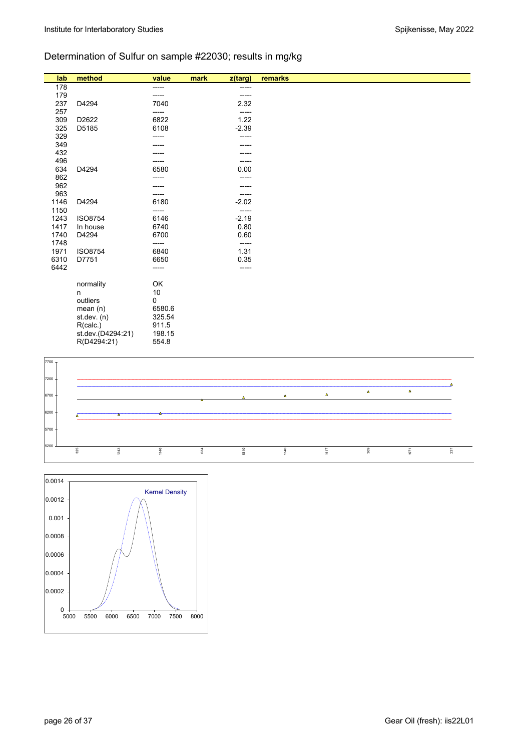## Determination of Sulfur on sample #22030; results in mg/kg

| lab | method | value | mark | z(targ) | remarks |
|---|---|---|---|---|---|
| 178 | | ----- | | ----- | |
| 179 | | ----- | | ----- | |
| 237 | D4294 | 7040 | | 2.32 | |
| 257 | | ----- | | ----- | |
| 309 | D2622 | 6822 | | 1.22 | |
| 325 | D5185 | 6108 | | -2.39 | |
| 329 | | ----- | | ----- | |
| 349 | | ----- | | ----- | |
| 432 | | ----- | | ----- | |
| 496 | | ----- | | ----- | |
| 634 | D4294 | 6580 | | 0.00 | |
| 862 | | ----- | | ----- | |
| 962 | | ----- | | ----- | |
| 963 | | ----- | | ----- | |
| 1146 | D4294 | 6180 | | -2.02 | |
| 1150 | | ----- | | ----- | |
| 1243 | ISO8754 | 6146 | | -2.19 | |
| 1417 | In house | 6740 | | 0.80 | |
| 1740 | D4294 | 6700 | | 0.60 | |
| 1748 | | ----- | | ----- | |
| 1971 | ISO8754 | 6840 | | 1.31 | |
| 6310 | D7751 | 6650 | | 0.35 | |
| 6442 | | ----- | | ----- | |
| | normality | OK | | | |
| | n | 10 | | | |
| | outliers | 0 | | | |
| | mean (n) | 6580.6 | | | |
| | st.dev. (n) | 325.54 | | | |
| | R(calc.) | 911.5 | | | |
| | st.dev.(D4294:21) | 198.15 | | | |
| | R(D4294:21) | 554.8 | | | |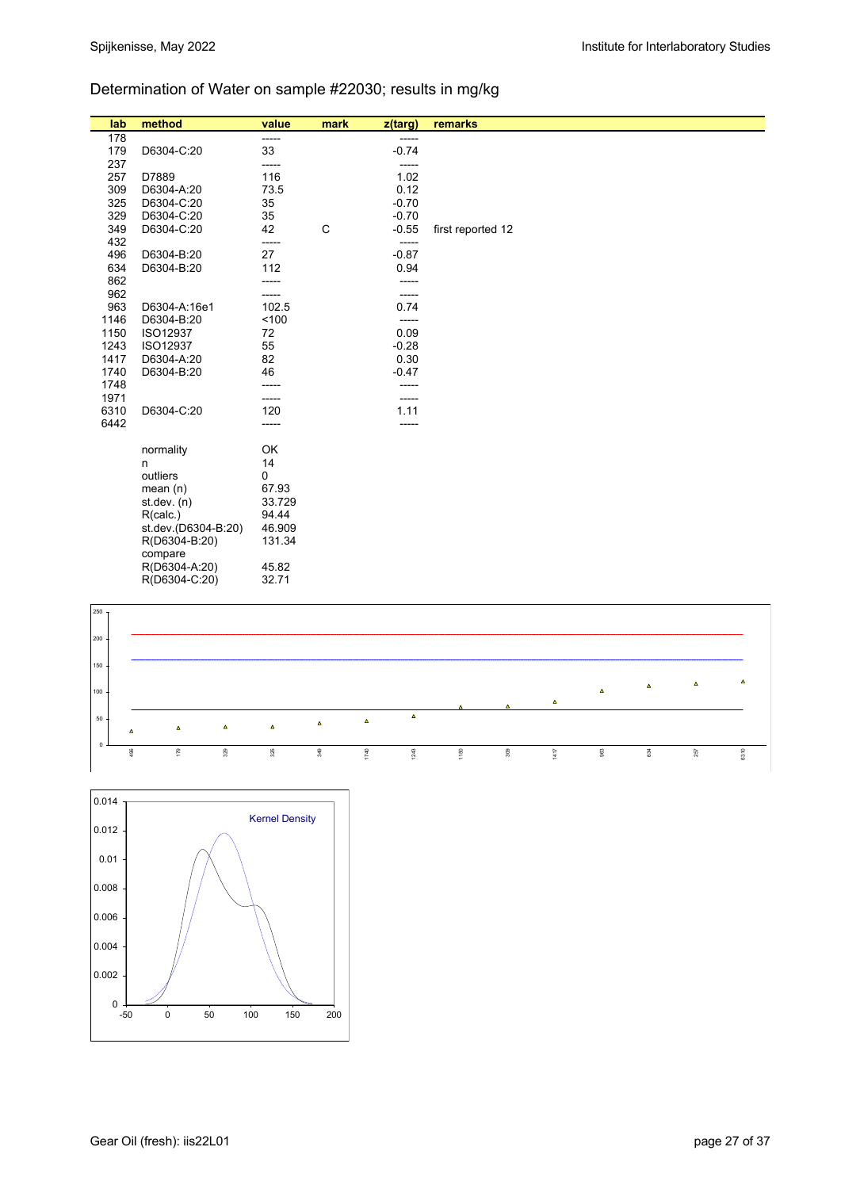## Determination of Water on sample #22030; results in mg/kg

| lab | method | value | mark | z(targ) | remarks |
|---|---|---|---|---|---|
| 178 | | ----- | | ----- | |
| 179 | D6304-C:20 | 33 | | -0.74 | |
| 237 | | ----- | | ----- | |
| 257 | D7889 | 116 | | 1.02 | |
| 309 | D6304-A:20 | 73.5 | | 0.12 | |
| 325 | D6304-C:20 | 35 | | -0.70 | |
| 329 | D6304-C:20 | 35 | | -0.70 | |
| 349 | D6304-C:20 | 42 | C | -0.55 | first reported 12 |
| 432 | | ----- | | ----- | |
| 496 | D6304-B:20 | 27 | | -0.87 | |
| 634 | D6304-B:20 | 112 | | 0.94 | |
| 862 | | ----- | | ----- | |
| 962 | | ----- | | ----- | |
| 963 | D6304-A:16e1 | 102.5 | | 0.74 | |
| 1146 | D6304-B:20 | <100 | | ----- | |
| 1150 | ISO12937 | 72 | | 0.09 | |
| 1243 | ISO12937 | 55 | | -0.28 | |
| 1417 | D6304-A:20 | 82 | | 0.30 | |
| 1740 | D6304-B:20 | 46 | | -0.47 | |
| 1748 | | ----- | | ----- | |
| 1971 | | ----- | | ----- | |
| 6310 | D6304-C:20 | 120 | | 1.11 | |
| 6442 | | ----- | | ----- | |

| | |
|---|---|
| normality | OK |
| n | 14 |
| outliers | 0 |
| mean (n) | 67.93 |
| st.dev. (n) | 33.729 |
| R(calc.) | 94.44 |
| st.dev.(D6304-B:20) | 46.909 |
| R(D6304-B:20) | 131.34 |
| compare | |
| R(D6304-A:20) | 45.82 |
| R(D6304-C:20) | 32.71 |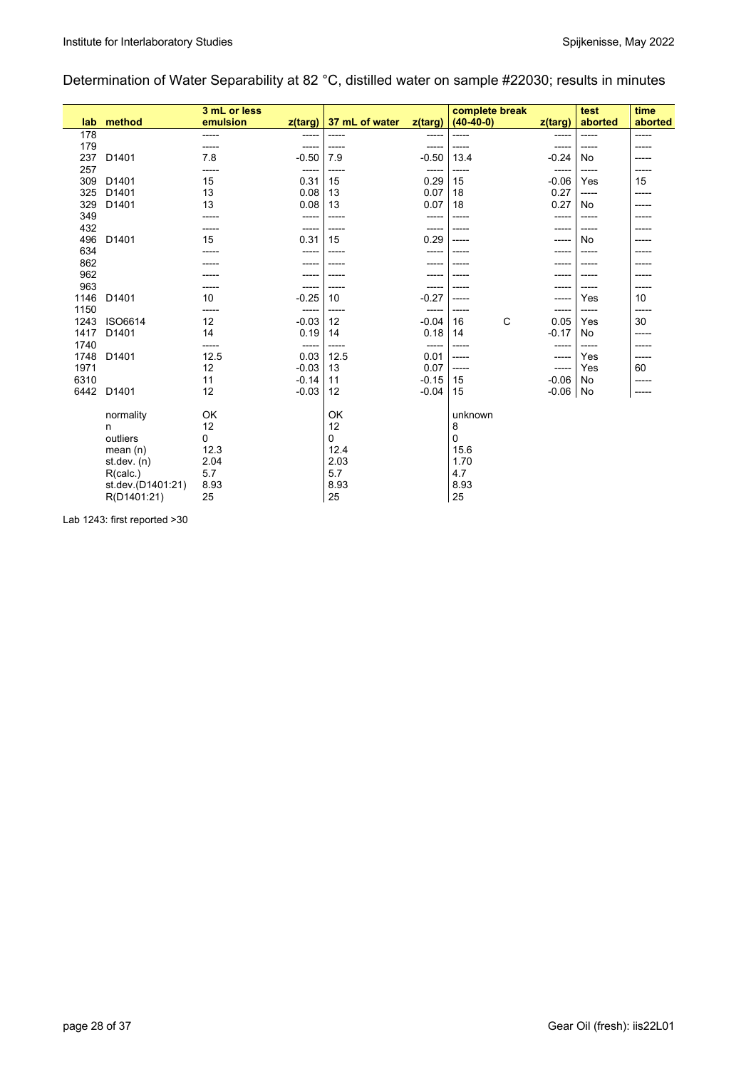Determination of Water Separability at 82 °C, distilled water on sample #22030; results in minutes

| lab | method | 3 mL or less emulsion | z(targ) | 37 mL of water | z(targ) | complete break (40-40-0) | | z(targ) | test aborted | time aborted |
|---|---|---|---|---|---|---|---|---|---|---|
| 178 | | ----- | ----- | ----- | ----- | ----- | | ----- | ----- | ----- |
| 179 | | ----- | ----- | ----- | ----- | ----- | | ----- | ----- | ----- |
| 237 | D1401 | 7.8 | -0.50 | 7.9 | -0.50 | 13.4 | | -0.24 | No | ----- |
| 257 | | ----- | ----- | ----- | ----- | ----- | | ----- | ----- | ----- |
| 309 | D1401 | 15 | 0.31 | 15 | 0.29 | 15 | | -0.06 | Yes | 15 |
| 325 | D1401 | 13 | 0.08 | 13 | 0.07 | 18 | | 0.27 | ----- | ----- |
| 329 | D1401 | 13 | 0.08 | 13 | 0.07 | 18 | | 0.27 | No | ----- |
| 349 | | ----- | ----- | ----- | ----- | ----- | | ----- | ----- | ----- |
| 432 | | ----- | ----- | ----- | ----- | ----- | | ----- | ----- | ----- |
| 496 | D1401 | 15 | 0.31 | 15 | 0.29 | ----- | | ----- | No | ----- |
| 634 | | ----- | ----- | ----- | ----- | ----- | | ----- | ----- | ----- |
| 862 | | ----- | ----- | ----- | ----- | ----- | | ----- | ----- | ----- |
| 962 | | ----- | ----- | ----- | ----- | ----- | | ----- | ----- | ----- |
| 963 | | ----- | ----- | ----- | ----- | ----- | | ----- | ----- | ----- |
| 1146 | D1401 | 10 | -0.25 | 10 | -0.27 | ----- | | ----- | Yes | 10 |
| 1150 | | ----- | ----- | ----- | ----- | ----- | | ----- | ----- | ----- |
| 1243 | ISO6614 | 12 | -0.03 | 12 | -0.04 | 16 | C | 0.05 | Yes | 30 |
| 1417 | D1401 | 14 | 0.19 | 14 | 0.18 | 14 | | -0.17 | No | ----- |
| 1740 | | ----- | ----- | ----- | ----- | ----- | | ----- | ----- | ----- |
| 1748 | D1401 | 12.5 | 0.03 | 12.5 | 0.01 | ----- | | ----- | Yes | ----- |
| 1971 | | 12 | -0.03 | 13 | 0.07 | ----- | | ----- | Yes | 60 |
| 6310 | | 11 | -0.14 | 11 | -0.15 | 15 | | -0.06 | No | ----- |
| 6442 | D1401 | 12 | -0.03 | 12 | -0.04 | 15 | | -0.06 | No | ----- |
| | normality | OK | | OK | | unknown | | | | |
| | n | 12 | | 12 | | 8 | | | | |
| | outliers | 0 | | 0 | | 0 | | | | |
| | mean (n) | 12.3 | | 12.4 | | 15.6 | | | | |
| | st.dev. (n) | 2.04 | | 2.03 | | 1.70 | | | | |
| | R(calc.) | 5.7 | | 5.7 | | 4.7 | | | | |
| | st.dev.(D1401:21) | 8.93 | | 8.93 | | 8.93 | | | | |
| | R(D1401:21) | 25 | | 25 | | 25 | | | | |

Lab 1243: first reported >30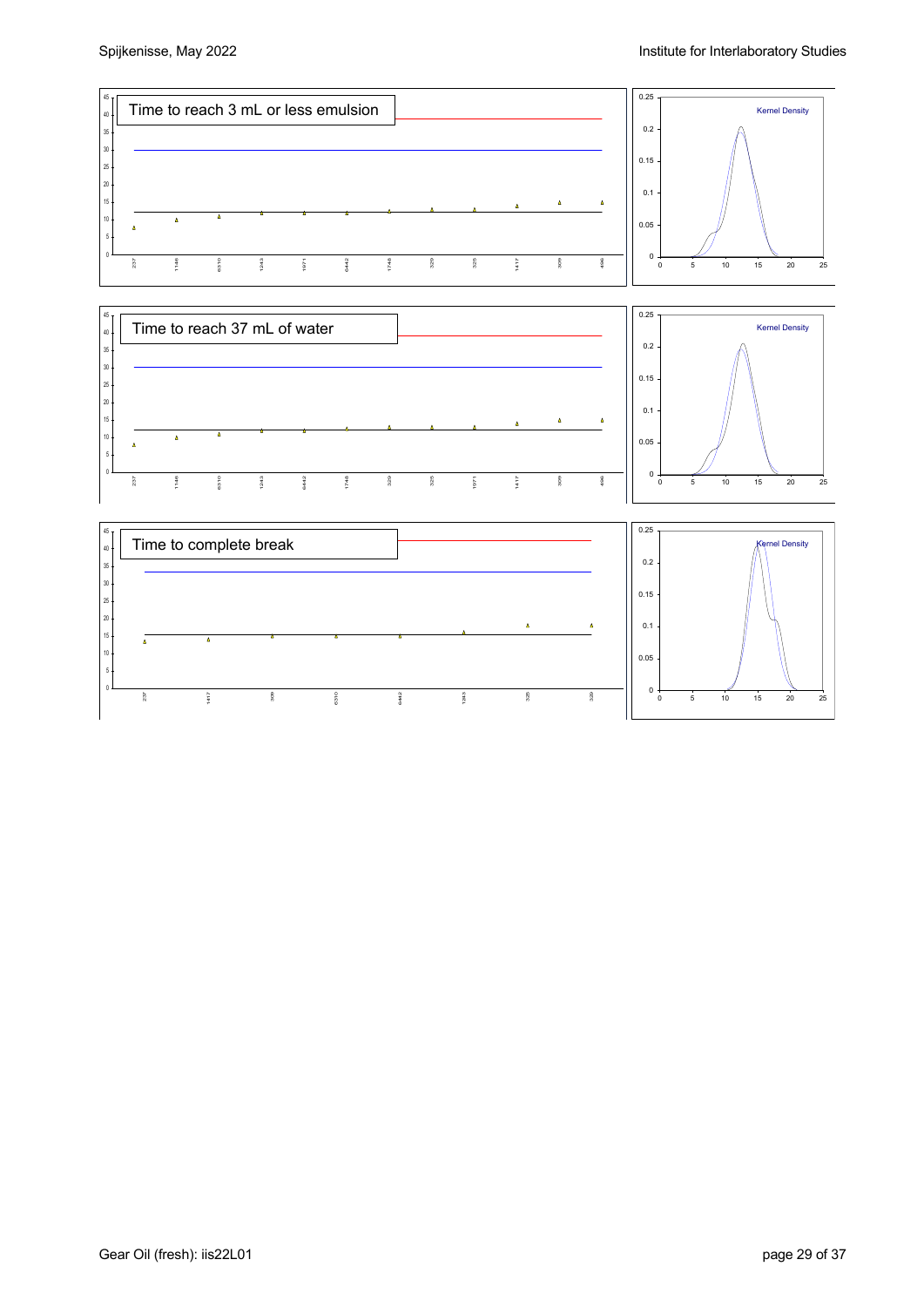Time to reach 3 mL or less emulsion

Time to reach 37 mL of water

Time to complete break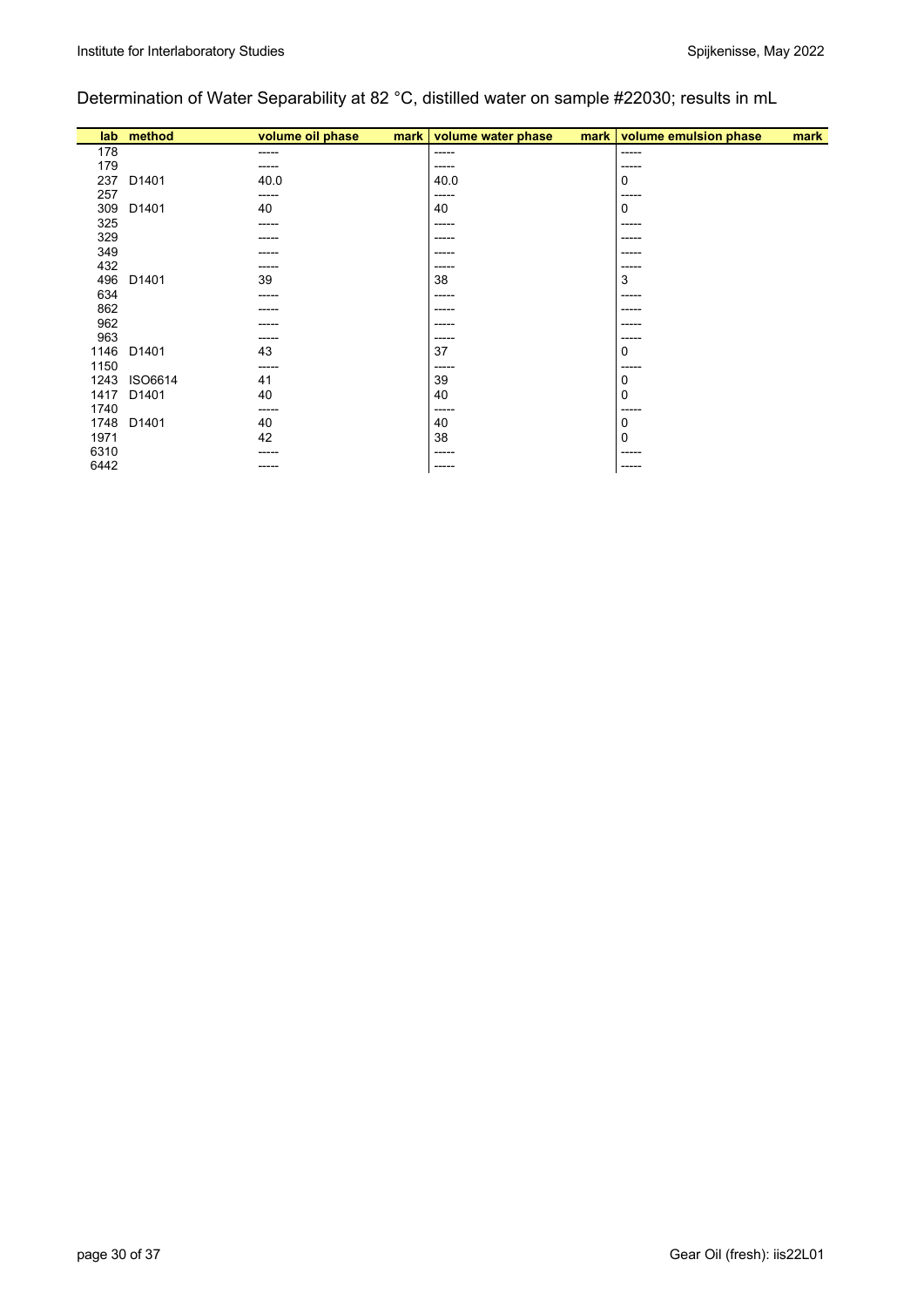# Determination of Water Separability at 82 °C, distilled water on sample #22030; results in mL

| lab | method | volume oil phase | mark | volume water phase | mark | volume emulsion phase | mark |
|---|---|---|---|---|---|---|---|
| 178 | | ----- | | ----- | | ----- | |
| 179 | | ----- | | ----- | | ----- | |
| 237 | D1401 | 40.0 | | 40.0 | | 0 | |
| 257 | | ----- | | ----- | | ----- | |
| 309 | D1401 | 40 | | 40 | | 0 | |
| 325 | | ----- | | ----- | | ----- | |
| 329 | | ----- | | ----- | | ----- | |
| 349 | | ----- | | ----- | | ----- | |
| 432 | | ----- | | ----- | | ----- | |
| 496 | D1401 | 39 | | 38 | | 3 | |
| 634 | | ----- | | ----- | | ----- | |
| 862 | | ----- | | ----- | | ----- | |
| 962 | | ----- | | ----- | | ----- | |
| 963 | | ----- | | ----- | | ----- | |
| 1146 | D1401 | 43 | | 37 | | 0 | |
| 1150 | | ----- | | ----- | | ----- | |
| 1243 | ISO6614 | 41 | | 39 | | 0 | |
| 1417 | D1401 | 40 | | 40 | | 0 | |
| 1740 | | ----- | | ----- | | ----- | |
| 1748 | D1401 | 40 | | 40 | | 0 | |
| 1971 | | 42 | | 38 | | 0 | |
| 6310 | | ----- | | ----- | | ----- | |
| 6442 | | ----- | | ----- | | ----- | |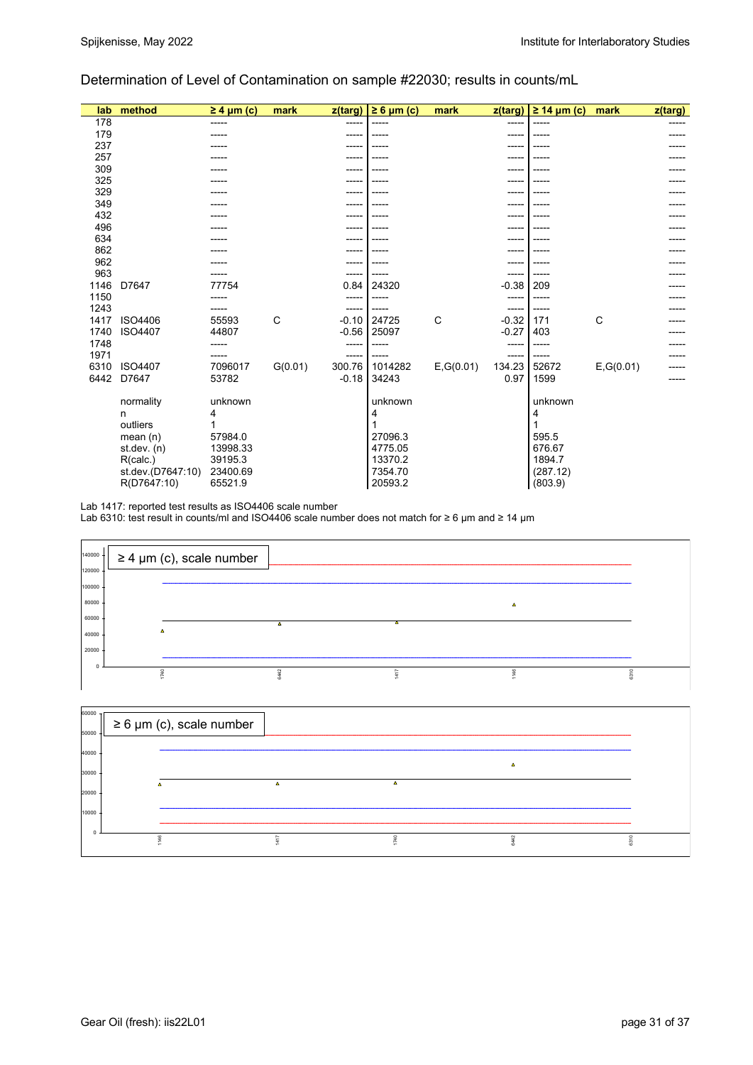## Determination of Level of Contamination on sample #22030; results in counts/mL

| lab | method | ≥ 4 µm (c) | mark | z(targ) | ≥ 6 µm (c) | mark | z(targ) | ≥ 14 µm (c) | mark | z(targ) |
|---|---|---|---|---|---|---|---|---|---|---|
| 178 | | ----- | | ----- | ----- | | ----- | ----- | | ----- |
| 179 | | ----- | | ----- | ----- | | ----- | ----- | | ----- |
| 237 | | ----- | | ----- | ----- | | ----- | ----- | | ----- |
| 257 | | ----- | | ----- | ----- | | ----- | ----- | | ----- |
| 309 | | ----- | | ----- | ----- | | ----- | ----- | | ----- |
| 325 | | ----- | | ----- | ----- | | ----- | ----- | | ----- |
| 329 | | ----- | | ----- | ----- | | ----- | ----- | | ----- |
| 349 | | ----- | | ----- | ----- | | ----- | ----- | | ----- |
| 432 | | ----- | | ----- | ----- | | ----- | ----- | | ----- |
| 496 | | ----- | | ----- | ----- | | ----- | ----- | | ----- |
| 634 | | ----- | | ----- | ----- | | ----- | ----- | | ----- |
| 862 | | ----- | | ----- | ----- | | ----- | ----- | | ----- |
| 962 | | ----- | | ----- | ----- | | ----- | ----- | | ----- |
| 963 | | ----- | | ----- | ----- | | ----- | ----- | | ----- |
| 1146 | D7647 | 77754 | | 0.84 | 24320 | | -0.38 | 209 | | ----- |
| 1150 | | ----- | | ----- | ----- | | ----- | ----- | | ----- |
| 1243 | | ----- | | ----- | ----- | | ----- | ----- | | ----- |
| 1417 | ISO4406 | 55593 | C | -0.10 | 24725 | C | -0.32 | 171 | C | ----- |
| 1740 | ISO4407 | 44807 | | -0.56 | 25097 | | -0.27 | 403 | | ----- |
| 1748 | | ----- | | ----- | ----- | | ----- | ----- | | ----- |
| 1971 | | ----- | | ----- | ----- | | ----- | ----- | | ----- |
| 6310 | ISO4407 | 7096017 | G(0.01) | 300.76 | 1014282 | E,G(0.01) | 134.23 | 52672 | E,G(0.01) | ----- |
| 6442 | D7647 | 53782 | | -0.18 | 34243 | | 0.97 | 1599 | | ----- |
| | normality | unknown | | | unknown | | | unknown | | |
| | n | 4 | | | 4 | | | 4 | | |
| | outliers | 1 | | | 1 | | | 1 | | |
| | mean (n) | 57984.0 | | | 27096.3 | | | 595.5 | | |
| | st.dev. (n) | 13998.33 | | | 4775.05 | | | 676.67 | | |
| | R(calc.) | 39195.3 | | | 13370.2 | | | 1894.7 | | |
| | st.dev.(D7647:10) | 23400.69 | | | 7354.70 | | | (287.12) | | |
| | R(D7647:10) | 65521.9 | | | 20593.2 | | | (803.9) | | |

Lab 1417: reported test results as ISO4406 scale number

Lab 6310: test result in counts/ml and ISO4406 scale number does not match for ≥ 6 µm and ≥ 14 µm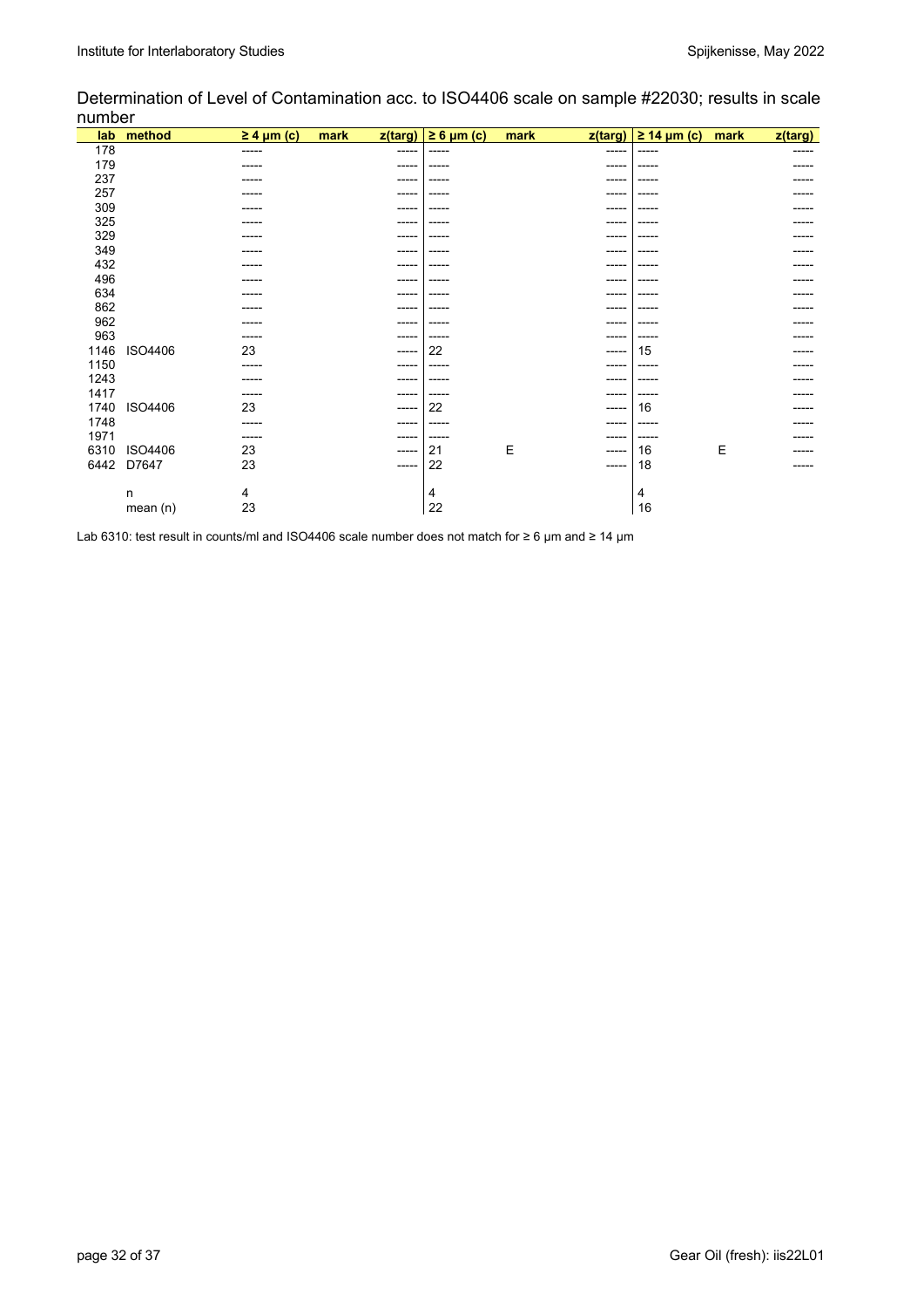Determination of Level of Contamination acc. to ISO4406 scale on sample #22030; results in scale number

| lab | method | ≥ 4 µm (c) | mark | z(targ) | ≥ 6 µm (c) | mark | z(targ) | ≥ 14 µm (c) | mark | z(targ) |
|---|---|---|---|---|---|---|---|---|---|---|
| 178 | | ----- | | ----- | ----- | | ----- | ----- | | ----- |
| 179 | | ----- | | ----- | ----- | | ----- | ----- | | ----- |
| 237 | | ----- | | ----- | ----- | | ----- | ----- | | ----- |
| 257 | | ----- | | ----- | ----- | | ----- | ----- | | ----- |
| 309 | | ----- | | ----- | ----- | | ----- | ----- | | ----- |
| 325 | | ----- | | ----- | ----- | | ----- | ----- | | ----- |
| 329 | | ----- | | ----- | ----- | | ----- | ----- | | ----- |
| 349 | | ----- | | ----- | ----- | | ----- | ----- | | ----- |
| 432 | | ----- | | ----- | ----- | | ----- | ----- | | ----- |
| 496 | | ----- | | ----- | ----- | | ----- | ----- | | ----- |
| 634 | | ----- | | ----- | ----- | | ----- | ----- | | ----- |
| 862 | | ----- | | ----- | ----- | | ----- | ----- | | ----- |
| 962 | | ----- | | ----- | ----- | | ----- | ----- | | ----- |
| 963 | | ----- | | ----- | ----- | | ----- | ----- | | ----- |
| 1146 | ISO4406 | 23 | | ----- | 22 | | ----- | 15 | | ----- |
| 1150 | | ----- | | ----- | ----- | | ----- | ----- | | ----- |
| 1243 | | ----- | | ----- | ----- | | ----- | ----- | | ----- |
| 1417 | | ----- | | ----- | ----- | | ----- | ----- | | ----- |
| 1740 | ISO4406 | 23 | | ----- | 22 | | ----- | 16 | | ----- |
| 1748 | | ----- | | ----- | ----- | | ----- | ----- | | ----- |
| 1971 | | ----- | | ----- | ----- | | ----- | ----- | | ----- |
| 6310 | ISO4406 | 23 | | ----- | 21 | E | ----- | 16 | E | ----- |
| 6442 | D7647 | 23 | | ----- | 22 | | ----- | 18 | | ----- |
| | n | 4 | | | 4 | | | 4 | | |
| | mean (n) | 23 | | | 22 | | | 16 | | |

Lab 6310: test result in counts/ml and ISO4406 scale number does not match for ≥ 6 µm and ≥ 14 µm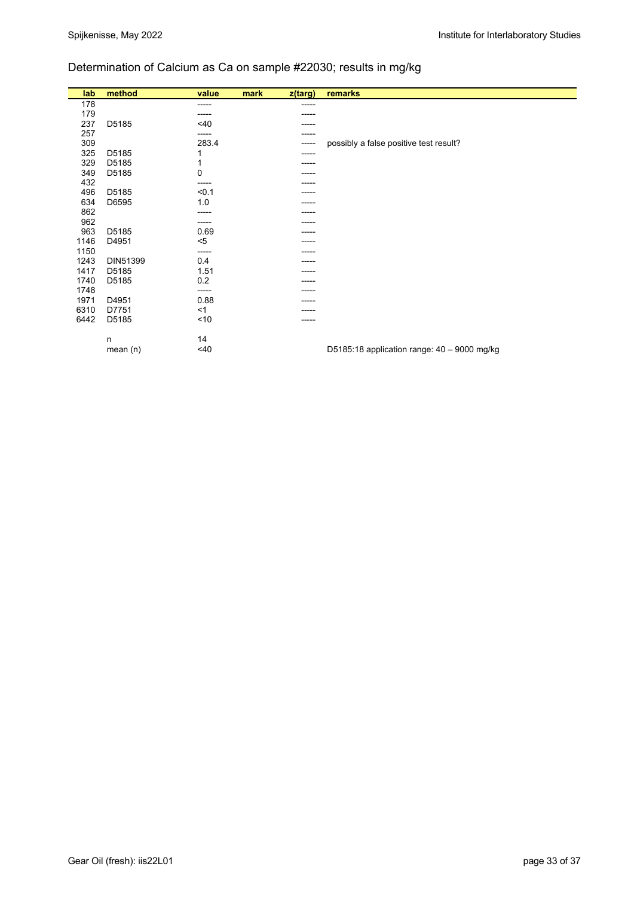## Determination of Calcium as Ca on sample #22030; results in mg/kg

| lab | method | value | mark | z(targ) | remarks |
|---|---|---|---|---|---|
| 178 | | ----- | | ----- | |
| 179 | | ----- | | ----- | |
| 237 | D5185 | <40 | | ----- | |
| 257 | | ----- | | ----- | |
| 309 | | 283.4 | | ----- | possibly a false positive test result? |
| 325 | D5185 | 1 | | ----- | |
| 329 | D5185 | 1 | | ----- | |
| 349 | D5185 | 0 | | ----- | |
| 432 | | ----- | | ----- | |
| 496 | D5185 | <0.1 | | ----- | |
| 634 | D6595 | 1.0 | | ----- | |
| 862 | | ----- | | ----- | |
| 962 | | ----- | | ----- | |
| 963 | D5185 | 0.69 | | ----- | |
| 1146 | D4951 | <5 | | ----- | |
| 1150 | | ----- | | ----- | |
| 1243 | DIN51399 | 0.4 | | ----- | |
| 1417 | D5185 | 1.51 | | ----- | |
| 1740 | D5185 | 0.2 | | ----- | |
| 1748 | | ----- | | ----- | |
| 1971 | D4951 | 0.88 | | ----- | |
| 6310 | D7751 | <1 | | ----- | |
| 6442 | D5185 | <10 | | ----- | |
| | | | | | |
| | n | 14 | | | |
| | mean (n) | <40 | | | D5185:18 application range: 40 – 9000 mg/kg |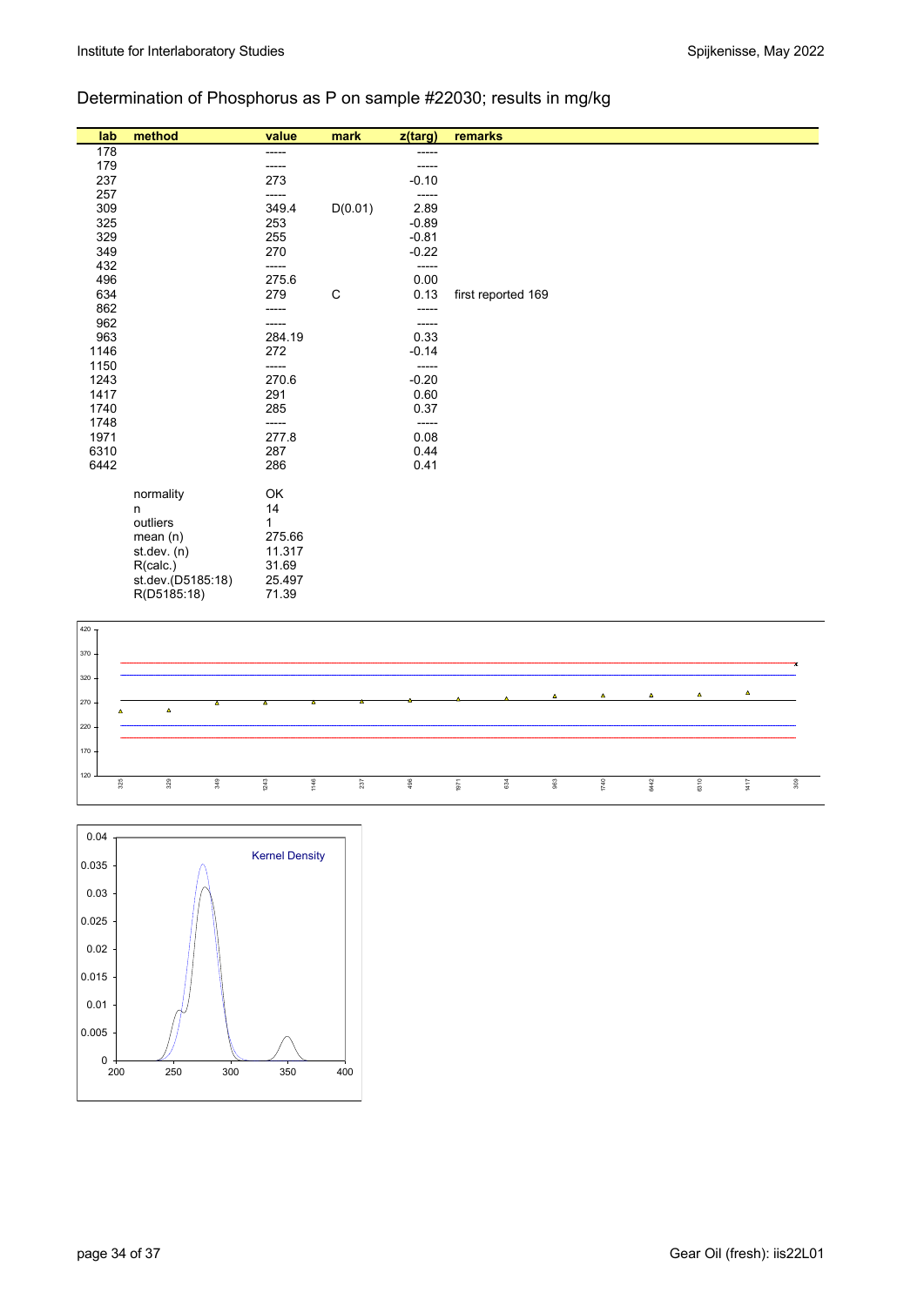## Determination of Phosphorus as P on sample #22030; results in mg/kg

| lab | method | value | mark | z(targ) | remarks |
|---|---|---|---|---|---|
| 178 | | ----- | | ----- | |
| 179 | | ----- | | ----- | |
| 237 | | 273 | | -0.10 | |
| 257 | | ----- | | ----- | |
| 309 | | 349.4 | D(0.01) | 2.89 | |
| 325 | | 253 | | -0.89 | |
| 329 | | 255 | | -0.81 | |
| 349 | | 270 | | -0.22 | |
| 432 | | ----- | | ----- | |
| 496 | | 275.6 | | 0.00 | |
| 634 | | 279 | C | 0.13 | first reported 169 |
| 862 | | ----- | | ----- | |
| 962 | | ----- | | ----- | |
| 963 | | 284.19 | | 0.33 | |
| 1146 | | 272 | | -0.14 | |
| 1150 | | ----- | | ----- | |
| 1243 | | 270.6 | | -0.20 | |
| 1417 | | 291 | | 0.60 | |
| 1740 | | 285 | | 0.37 | |
| 1748 | | ----- | | ----- | |
| 1971 | | 277.8 | | 0.08 | |
| 6310 | | 287 | | 0.44 | |
| 6442 | | 286 | | 0.41 | |

| | |
|---|---|
| normality | OK |
| n | 14 |
| outliers | 1 |
| mean (n) | 275.66 |
| st.dev. (n) | 11.317 |
| R(calc.) | 31.69 |
| st.dev.(D5185:18) | 25.497 |
| R(D5185:18) | 71.39 |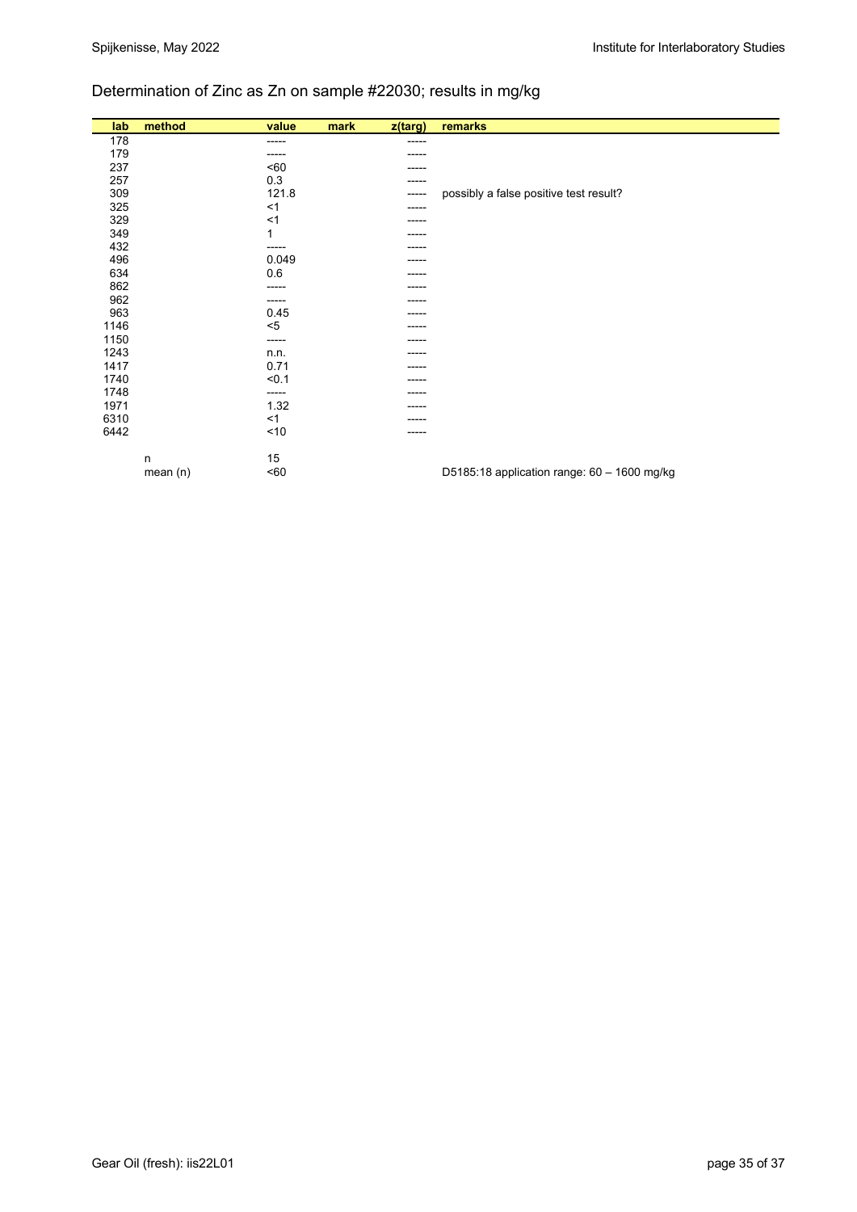## Determination of Zinc as Zn on sample #22030; results in mg/kg

| lab | method | value | mark | z(targ) | remarks |
|---|---|---|---|---|---|
| 178 | | ----- | | ----- | |
| 179 | | ----- | | ----- | |
| 237 | | <60 | | ----- | |
| 257 | | 0.3 | | ----- | |
| 309 | | 121.8 | | ----- | possibly a false positive test result? |
| 325 | | <1 | | ----- | |
| 329 | | <1 | | ----- | |
| 349 | | 1 | | ----- | |
| 432 | | ----- | | ----- | |
| 496 | | 0.049 | | ----- | |
| 634 | | 0.6 | | ----- | |
| 862 | | ----- | | ----- | |
| 962 | | ----- | | ----- | |
| 963 | | 0.45 | | ----- | |
| 1146 | | <5 | | ----- | |
| 1150 | | ----- | | ----- | |
| 1243 | | n.n. | | ----- | |
| 1417 | | 0.71 | | ----- | |
| 1740 | | <0.1 | | ----- | |
| 1748 | | ----- | | ----- | |
| 1971 | | 1.32 | | ----- | |
| 6310 | | <1 | | ----- | |
| 6442 | | <10 | | ----- | |
| | | | | | |
| | n | 15 | | | |
| | mean (n) | <60 | | | D5185:18 application range: 60 – 1600 mg/kg |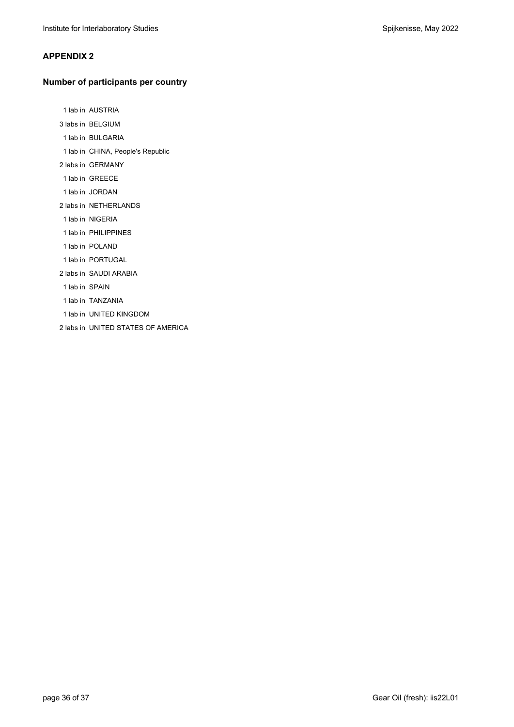## APPENDIX 2

### Number of participants per country

1 lab in AUSTRIA
3 labs in BELGIUM
1 lab in BULGARIA
1 lab in CHINA, People's Republic
2 labs in GERMANY
1 lab in GREECE
1 lab in JORDAN
2 labs in NETHERLANDS
1 lab in NIGERIA
1 lab in PHILIPPINES
1 lab in POLAND
1 lab in PORTUGAL
2 labs in SAUDI ARABIA
1 lab in SPAIN
1 lab in TANZANIA
1 lab in UNITED KINGDOM
2 labs in UNITED STATES OF AMERICA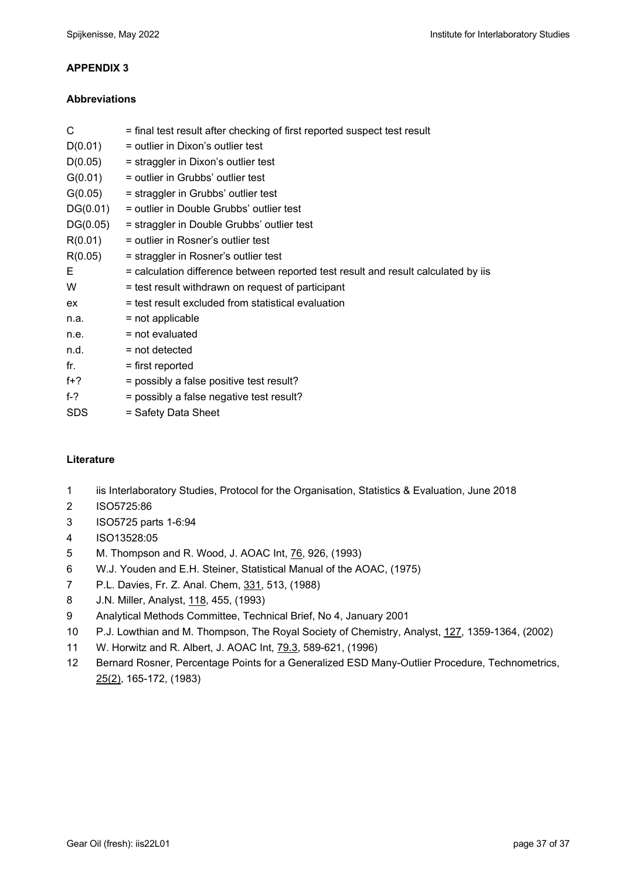**APPENDIX 3**

**Abbreviations**

| | |
|---|---|
| C | = final test result after checking of first reported suspect test result |
| D(0.01) | = outlier in Dixon's outlier test |
| D(0.05) | = straggler in Dixon's outlier test |
| G(0.01) | = outlier in Grubbs' outlier test |
| G(0.05) | = straggler in Grubbs' outlier test |
| DG(0.01) | = outlier in Double Grubbs' outlier test |
| DG(0.05) | = straggler in Double Grubbs' outlier test |
| R(0.01) | = outlier in Rosner's outlier test |
| R(0.05) | = straggler in Rosner's outlier test |
| E | = calculation difference between reported test result and result calculated by iis |
| W | = test result withdrawn on request of participant |
| ex | = test result excluded from statistical evaluation |
| n.a. | = not applicable |
| n.e. | = not evaluated |
| n.d. | = not detected |
| fr. | = first reported |
| f+? | = possibly a false positive test result? |
| f-? | = possibly a false negative test result? |
| SDS | = Safety Data Sheet |

**Literature**

1. iis Interlaboratory Studies, Protocol for the Organisation, Statistics & Evaluation, June 2018
2. ISO5725:86
3. ISO5725 parts 1-6:94
4. ISO13528:05
5. M. Thompson and R. Wood, J. AOAC Int, 76, 926, (1993)
6. W.J. Youden and E.H. Steiner, Statistical Manual of the AOAC, (1975)
7. P.L. Davies, Fr. Z. Anal. Chem, 331, 513, (1988)
8. J.N. Miller, Analyst, 118, 455, (1993)
9. Analytical Methods Committee, Technical Brief, No 4, January 2001
10. P.J. Lowthian and M. Thompson, The Royal Society of Chemistry, Analyst, 127, 1359-1364, (2002)
11. W. Horwitz and R. Albert, J. AOAC Int, 79.3, 589-621, (1996)
12. Bernard Rosner, Percentage Points for a Generalized ESD Many-Outlier Procedure, Technometrics, 25(2), 165-172, (1983)